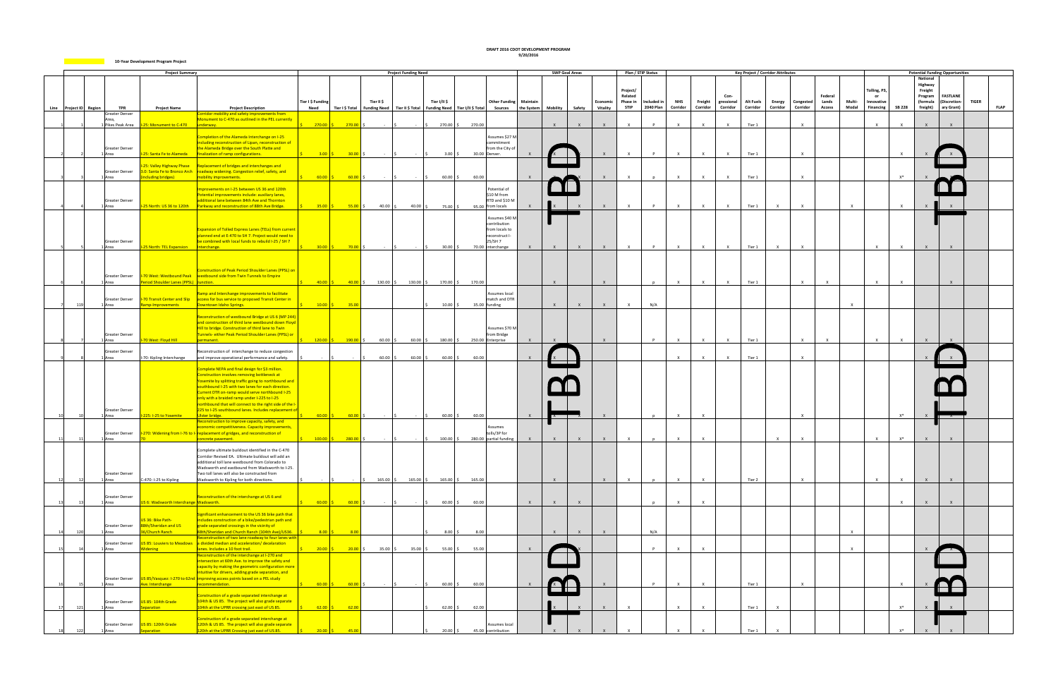# DRAFT 2016 CDOT DEVELOPMENT PROGRAM

9/20/2016

10-Year Development Program Project

| Line | Project ID | Region | TPR | Project Name | Project Description | Tier I $ Funding Need | Tier I $ Total | Tier II $ Funding Need | Tier II $ Total | Tier I/II $ Funding Need | Tier I/II $ Total | Other Funding Sources | Maintain the System | Mobility | Safety | Economic Vitality | Project/ Related Phase in STIP | Included in 2040 Plan | NHS Corridor | Freight Corridor | Con-gressional Corridor | Alt Fuels Corridor | Energy Corridor | Congested Corridor | Federal Lands Access | Multi-Modal | Tolling, P3, or Innovative Financing | SB 228 | National Highway Freight Program (formula freight) | FASTLANE (Discretion-ary Grant) | TIGER | FLAP |
|---|---|---|---|---|---|---|---|---|---|---|---|---|---|---|---|---|---|---|---|---|---|---|---|---|---|---|---|---|---|---|---|---|
| 1 | 1 | 1 | Greater Denver Area, Pikes Peak Area | I-25: Monument to C-470 | Corridor mobility and safety improvements from Monument to C-470 as outlined in the PEL currently underway. | $ 270.00 | $ 270.00 | $ - | $ - | $ 270.00 | $ 270.00 | | | X | X | X | X | P | X | X | X | Tier 1 | | X | | | X | X | X | X | | |
| 2 | 2 | 1 | Greater Denver Area | I-25: Santa Fe to Alameda | Completion of the Alameda Interchange on I-25 including reconstruction of Lipan, reconstruction of the Alameda Bridge over the South Platte and finalization of ramp configurations. | $ 3.00 | $ 30.00 | $ - | $ - | $ 3.00 | $ 30.00 | Assumes $27 M commitment from the City of Denver. | X | X | | X | X | P | X | X | X | Tier 1 | | X | | | | X | X | X | | |
| 3 | 3 | 1 | Greater Denver Area | I-25: Valley Highway Phase 3.0: Santa Fe to Bronco Arch (including bridges) | Replacement of bridges and interchanges and roadway widening. Congestion relief, safety, and mobility improvements. | $ 60.00 | $ 60.00 | $ - | $ - | $ 60.00 | $ 60.00 | | X | X | X | X | X | p | X | X | X | Tier 1 | | X | | | | X* | X | X | | |
| 4 | 4 | 1 | Greater Denver Area | I-25 North: US 36 to 120th | Improvements on I-25 between US 36 and 120th. Potential improvements include: auxiliary lanes, additional lane between 84th Ave and Thornton Parkway and reconstruction of 88th Ave Bridge. | $ 35.00 | $ 55.00 | $ 40.00 | $ 40.00 | $ 75.00 | $ 95.00 | Potential of $10 M from RTD and $10 M from locals | X | X | X | X | X | P | X | X | X | Tier 1 | X | X | | X | | X | X | X | | |
| 5 | 5 | 1 | Greater Denver Area | I-25 North: TEL Expansion | Expansion of Tolled Express Lanes (TELs) from current planned end at E-470 to SH 7. Project would need to be combined with local funds to rebuild I-25 / SH 7 interchange. | $ 30.00 | $ 70.00 | $ - | $ - | $ 30.00 | $ 70.00 | Assumes $40 M contribution from locals to reconstruct I-25/SH 7 interchange | X | X | X | X | X | P | X | X | X | Tier 1 | X | X | | | X | X | X | X | | |
| 6 | 6 | 1 | Greater Denver Area | I-70 West: Westbound Peak Period Shoulder Lanes (PPSL) | Construction of Peak Period Shoulder Lanes (PPSL) on westbound side from Twin Tunnels to Empire Junction. | $ 40.00 | $ 40.00 | $ 130.00 | $ 130.00 | $ 170.00 | $ 170.00 | | | X | | X | | p | X | X | X | Tier 1 | | X | X | | X | X | | X | | |
| 7 | 119 | 1 | Greater Denver Area | I-70 Transit Center and Slip Ramp-Improvements | Ramp and interchange improvements to facilitate access for bus service to proposed Transit Center in Downtown Idaho Springs. | $ 10.00 | $ 35.00 | | | $ 10.00 | $ 35.00 | Assumes local match and OTR funding | | X | X | X | X | N/A | | | | | | | | X | | | | | | |
| 8 | 7 | 1 | Greater Denver Area | I-70 West: Floyd Hill | Reconstruction of westbound Bridge at I-70 & US 6 (MP 244) and construction of third lane westbound down Floyd Hill to bridge. Construction of third lane to Twin Tunnels- either Peak Period Shoulder Lanes (PPSL) or permanent. | $ 120.00 | $ 190.00 | $ 60.00 | $ 60.00 | $ 180.00 | $ 250.00 | Assumes $70 M from Bridge Enterprise | X | X | | X | | P | X | X | X | Tier 1 | | X | X | | X | X | X | X | | |
| 9 | 8 | 1 | Greater Denver Area | I-70: Kipling Interchange | Reconstruction of interchange to reduce congestion and improve operational performance and safety. | $ - | $ - | $ 60.00 | $ 60.00 | $ 60.00 | $ 60.00 | | X | X | | | | | X | X | X | Tier 1 | | X | | | | | X | X | | |
| 10 | 10 | 1 | Greater Denver Area | I-225: I-25 to Yosemite | Complete NEPA and final design for $3 million. Construction involves removing bottleneck at Yosemite by splitting traffic going to northbound and southbound I-25 with two lanes for each direction. Current DTR on-ramp would serve northbound I-25 only with a braided ramp under I-225 to I-25 northbound that will connect to the right side of the I-225 to I-25 southbound lanes. Includes replacement of Ulster bridge. | $ 60.00 | $ 60.00 | $ - | $ - | $ 60.00 | $ 60.00 | | X | X | | X | | p | X | X | | | | X | | | | X* | X | X | | |
| 11 | 11 | 1 | Greater Denver Area | I-270: Widening from I-76 to I-70 | Reconstruction to improve capacity, safety, and economic competitiveness. Capacity improvements, replacement of gridges, and reconstruction of concrete pavement. | $ 100.00 | $ 280.00 | $ - | $ - | $ 100.00 | $ 280.00 | Assumes tolls/3P for partial funding | X | X | X | X | X | p | X | X | | | X | X | | | X | X* | X | X | | |
| 12 | 12 | 1 | Greater Denver Area | C-470: I-25 to Kipling | Complete ultimate buildout identified in the C-470 Corridor Revised EA. Ultimate buildout will add an additional toll lane westbound from Colorado to Wadsworth and eastbound from Wadsworth to I-25. Two toll lanes will also be constructed from Wadsworth to Kipling for both directions. | $ - | $ - | $ 165.00 | $ 165.00 | $ 165.00 | $ 165.00 | | | X | | X | X | p | X | X | | Tier 2 | | X | | | X | X | X | X | | |
| 13 | 13 | 1 | Greater Denver Area | US 6: Wadsworth Interchange | Reconstruction of the interchange at US 6 and Wadsworth. | $ 60.00 | $ 60.00 | $ - | $ - | $ 60.00 | $ 60.00 | | X | X | X | | | p | X | X | | | | | | | | X | X | X | | |
| 14 | 120 | 1 | Greater Denver Area | US 36: Bike Path- 88th/Sheridan and US 36/Church Ranch | Significant enhancement to the US 36 bike path that includes construction of a bike/pedestrian path and grade separated crossings in the vicinity of 88th/Sheridan and Church Ranch (104th Ave)/US36. | $ 8.00 | $ 8.00 | | | $ 8.00 | $ 8.00 | | | X | X | X | | N/A | | | | | | | | X | | | | | | |
| 15 | 14 | 1 | Greater Denver Area | US 85: Louviers to Meadows Widening | Reconstruction of two lane roadway to four lanes with a divided median and acceleration/ deceleration lanes. Includes a 10 foot trail. | $ 20.00 | $ 20.00 | $ 35.00 | $ 35.00 | $ 55.00 | $ 55.00 | | X | | X | | | P | X | X | | | | | | X | | | X | X | | |
| 16 | 15 | 1 | Greater Denver Area | US 85/Vasquez: I-270 to 62nd Ave. Interchange | Reconstruction of the interchange at I-270 and intersection at 60th Ave. to improve the safety and capacity by making the geometric configuration more intuitive for drivers, adding grade separation, and improving access points based on a PEL study recommendation. | $ 60.00 | $ 60.00 | $ - | $ - | $ 60.00 | $ 60.00 | | X | X | | X | | P | X | X | | Tier 1 | | X | | | | X | X | X | | |
| 17 | 121 | 1 | Greater Denver Area | US 85: 104th Grade Separation | Construction of a grade separated interchange at 104th & US 85. The project will also grade separate 104th at the UPRR crossing just east of US 85. | $ 62.00 | $ 62.00 | | | $ 62.00 | $ 62.00 | | | | X | X | X | | X | X | | Tier 1 | X | | | | | X* | X | X | | |
| 18 | 122 | 1 | Greater Denver Area | US 85: 120th Grade Separation | Construction of a grade separated interchange at 120th & US 85. The project will also grade separate 120th at the UPRR Crossing just east of US 85. | $ 20.00 | $ 45.00 | | | $ 20.00 | $ 45.00 | Assumes local contribution | | X | X | X | X | | X | X | | Tier 1 | X | | | | | X* | X | X | | |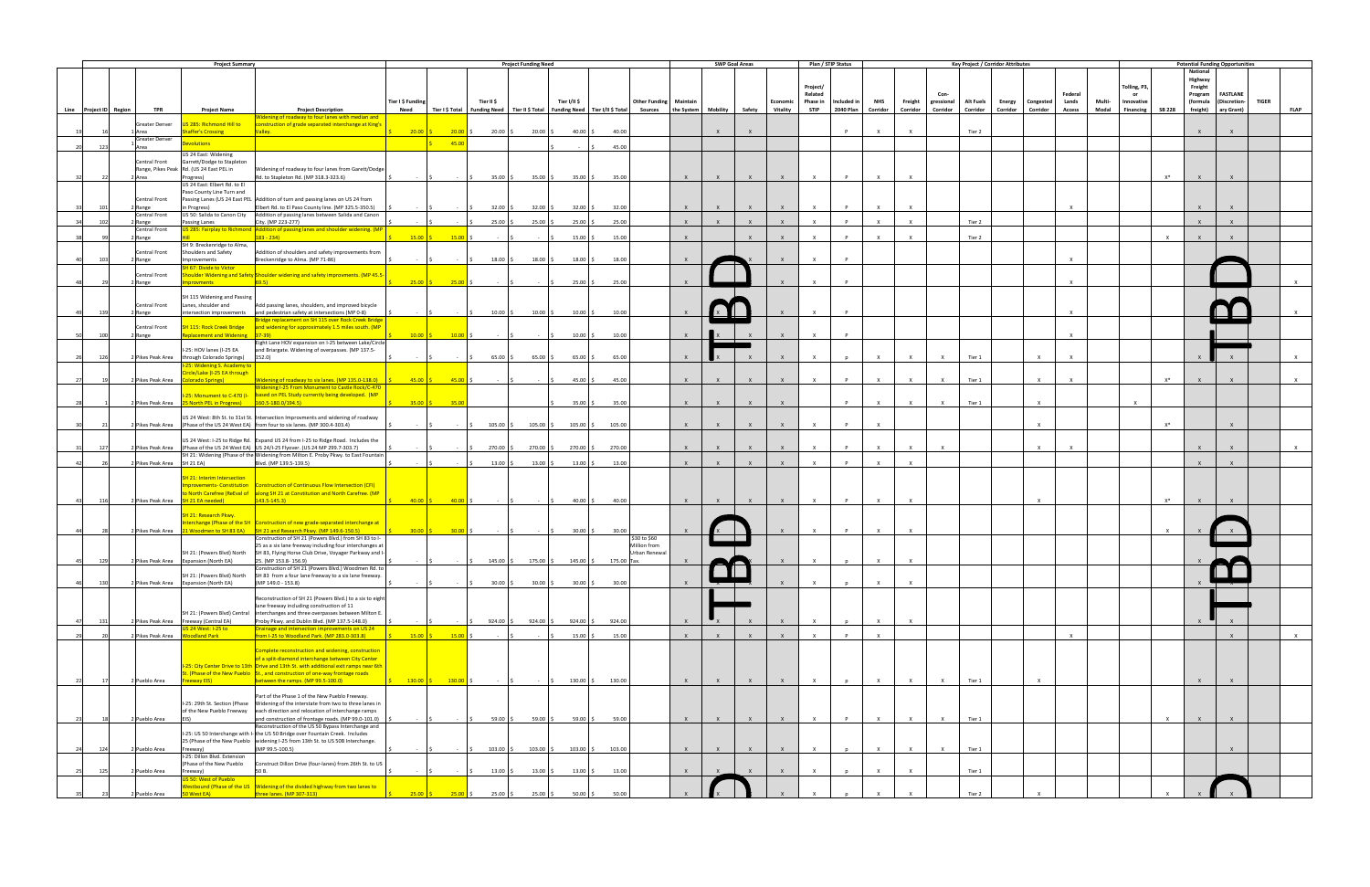| Project Summary | | | | | | Project Funding Need | | | | | | | SWP Goal Areas | | | | Plan / STIP Status | | Key Project / Corridor Attributes | | | | | | | | Potential Funding Opportunities | | | | | |
|---|---|---|---|---|---|---|---|---|---|---|---|---|---|---|---|---|---|---|---|---|---|---|---|---|---|---|---|---|---|---|---|---|
| Line | Project ID | Region | TPR | Project Name | Project Description | Tier I $ Funding Need | Tier I $ Total | Tier II $ Funding Need | Tier II $ Total | Tier I/II $ Funding Need | Tier I/II $ Total | Other Funding Sources | Maintain the System | Mobility | Safety | Economic Vitality | Project/ Related Phase in STIP | Included in 2040 Plan | NHS Corridor | Freight Corridor | Con-gressional Corridor | Alt Fuels Corridor | Energy Corridor | Congested Corridor | Federal Lands Access | Multi-Modal | Tolling, P3, or Innovative Financing | SB 228 | National Highway Freight Program (formula freight) | FASTLANE (Discretion-ary Grant) | TIGER | FLAP |
| 19 | 16 | 1 | Greater Denver Area | US 285: Richmond Hill to Shaffer's Crossing | Widening of roadway to four lanes with median and construction of grade separated interchange at King's Valley. | $ 20.00 | $ 20.00 | $ 20.00 | $ 20.00 | $ 40.00 | $ 40.00 | | | X | X | | | P | X | X | | Tier 2 | | | | | | | X | X | | |
| 20 | 123 | 1 | Greater Denver Area | Devolutions | | | $ 45.00 | | | $ - | $ 45.00 | | | | | | | | | | | | | | | | | | | | | |
| 32 | 22 | 2 | Central Front Range, Pikes Peak Area | US 24 East: Widening Garrett/Dodge to Stapleton Rd. (US 24 East PEL in Progress) | Widening of roadway to four lanes from Garett/Dodge Rd. to Stapleton Rd. (MP 318.3-323.6) | $ - | $ - | $ 35.00 | $ 35.00 | $ 35.00 | $ 35.00 | | X | X | X | X | X | P | X | X | | | | | | | | X* | X | X | | |
| 33 | 101 | 2 | Central Front Range | US 24 East: Elbert Rd. to El Paso County Line Turn and Passing Lanes (US 24 East PEL in Progress) | Addition of turn and passing lanes on US 24 from Elbert Rd. to El Paso County line. (MP 325.5-350.5) | $ - | $ - | $ 32.00 | $ 32.00 | $ 32.00 | $ 32.00 | | X | X | X | X | X | P | X | X | | | | | X | | | | X | X | | |
| 34 | 102 | 2 | Central Front Range | US 50: Salida to Canon City Passing Lanes | Addition of passing lanes between Salida and Canon City. (MP 223-277) | $ - | $ - | $ 25.00 | $ 25.00 | $ 25.00 | $ 25.00 | | X | X | X | X | X | P | X | X | | Tier 2 | | | | | | | X | X | | |
| 38 | 99 | 2 | Central Front Range | US 285: Fairplay to Richmond Hill | Addition of passing lanes and shoulder widening. (MP 183 - 234) | $ 15.00 | $ 15.00 | $ - | $ - | $ 15.00 | $ 15.00 | | X | | X | X | X | P | X | X | | Tier 2 | | | | | | X | X | X | | |
| 40 | 103 | 2 | Central Front Range | SH 9: Breckenridge to Alma, Shoulders and Safety Improvements | Addition of shoulders and safety improvements from Breckenridge to Alma. (MP 71-86) | $ - | $ - | $ 18.00 | $ 18.00 | $ 18.00 | $ 18.00 | | X | | X | X | X | P | | | | | | | X | | | | | | | |
| 48 | 29 | 2 | Central Front Range | SH 67: Divide to Victor Shoulder Widening and Safety Improvements | Shoulder widening and safety improvements. (MP 45.5-69.5) | $ 25.00 | $ 25.00 | $ - | $ - | $ 25.00 | $ 25.00 | | X | | | X | X | P | | | | | | | X | | | | | | | X |
| 49 | 139 | 2 | Central Front Range | SH 115 Widening and Passing Lanes, shoulder and intersection improvements | Add passing lanes, shoulders, and improved bicycle and pedestrian safety at intersections (MP 0-8) | $ - | $ - | $ 10.00 | $ 10.00 | $ 10.00 | $ 10.00 | | X | X | | X | X | P | | | | | | | X | | | | | | | X |
| 50 | 100 | 2 | Central Front Range | SH 115: Rock Creek Bridge Replacement and Widening | Bridge replacement on SH 115 over Rock Creek Bridge and widening for approximately 1.5 miles south. (MP 37-39) | $ 10.00 | $ 10.00 | $ - | $ - | $ 10.00 | $ 10.00 | | X | X | X | X | X | P | | | | | | | X | | | | | | | |
| 26 | 126 | 2 | Pikes Peak Area | I-25: HOV lanes (I-25 EA through Colorado Springs) | Eight Lane HOV expansion on I-25 between Lake/Circle and Briargate. Widening of overpasses. (MP 137.5-152.0) | $ - | $ - | $ 65.00 | $ 65.00 | $ 65.00 | $ 65.00 | | X | X | X | X | X | p | X | X | X | Tier 1 | | X | X | | | | X | X | | X |
| 27 | 19 | 2 | Pikes Peak Area | I-25: Widening S. Academy to Circle/Lake (I-25 EA through Colorado Springs) | Widening of roadway to six lanes. (MP 135.0-138.0) | $ 45.00 | $ 45.00 | $ - | $ - | $ 45.00 | $ 45.00 | | X | X | X | X | X | P | X | X | X | Tier 1 | | X | X | | | X* | X | X | | X |
| 28 | 1 | 2 | Pikes Peak Area | I-25: Monument to C-470 (I-25 North PEL in Progress) | Widening I-25 from Monument to Castle Rock/C-470 based on PEL Study currently being developed. (MP 160.5-180.0/194.5) | $ 35.00 | $ 35.00 | | | $ 35.00 | $ 35.00 | | X | X | X | X | | P | X | X | X | Tier 1 | | X | | | X | | | | | |
| 30 | 21 | 2 | Pikes Peak Area | US 24 West: 8th St. to 31st St. (Phase of the US 24 West EA) | Intersection Improvments and widening of roadway from four to six lanes. (MP 300.4-303.4) | $ - | $ - | $ 105.00 | $ 105.00 | $ 105.00 | $ 105.00 | | X | X | X | X | X | P | X | | | | | X | | | | X* | | X | | |
| 31 | 127 | 2 | Pikes Peak Area | US 24 West: I-25 to Ridge Rd. (Phase of the US 24 West EA) | Expand US 24 from I-25 to Ridge Road. Includes the US 24/I-25 Flyover. (US 24 MP 299.7-303.7) | $ - | $ - | $ 270.00 | $ 270.00 | $ 270.00 | $ 270.00 | | X | X | X | X | X | P | X | X | X | | | X | X | | | | X | X | | X |
| 42 | 26 | 2 | Pikes Peak Area | SH 21: Widening (Phase of the SH 21 EA) | Widening from Milton E. Proby Pkwy. to East Fountain Blvd. (MP 139.5-139.5) | $ - | $ - | $ 13.00 | $ 13.00 | $ 13.00 | $ 13.00 | | X | X | X | X | X | P | X | X | | | | | | | | | X | X | | |
| 43 | 116 | 2 | Pikes Peak Area | SH 21: Interim Intersection Improvements- Constitution to North Carefree (ReEval of SH 21 EA needed) | Construction of Continuous Flow Intersection (CFI) along SH 21 at Constitution and North Carefree. (MP 143.5-145.5) | $ 40.00 | $ 40.00 | $ - | $ - | $ 40.00 | $ 40.00 | | X | X | X | X | X | P | X | X | | | | X | | | | X* | X | X | | |
| 44 | 28 | 2 | Pikes Peak Area | SH 21: Research Pkwy. Interchange (Phase of the SH 21 Woodmen to SH 83 EA) | Construction of new grade-separated interchange at SH 21 and Research Pkwy. (MP 149.6-150.5) | $ 30.00 | $ 30.00 | $ - | $ - | $ 30.00 | $ 30.00 | | X | X | | X | X | P | X | X | | | | | | | | X | X | X | | |
| 45 | 129 | 2 | Pikes Peak Area | SH 21: (Powers Blvd) North Expansion (North EA) | Construction of SH 21 (Powers Blvd.) from SH 83 to I-25 as a six lane freeway including four interchanges at SH 83, Flying Horse Club Drive, Voyager Parkway and I-25. (MP 153.8- 156.9) | $ - | $ - | $ 145.00 | $ 175.00 | $ 145.00 | $ 175.00 | $30 to $60 Million from Urban Renewal Tax | X | | | X | X | p | X | X | | | | | | | | | X | | | |
| 46 | 130 | 2 | Pikes Peak Area | SH 21: (Powers Blvd) North Expansion (North EA) | Construction of SH 21 (Powers Blvd.) Woodmen Rd. to SH 83. from a four lane freeway to a six lane freeway. (MP 149.0 - 153.8) | $ - | $ - | $ 30.00 | $ 30.00 | $ 30.00 | $ 30.00 | | X | | | X | X | p | X | X | | | | | | | | | X | | | |
| 47 | 131 | 2 | Pikes Peak Area | SH 21: (Powers Blvd) Central Freeway (Central EA) | Reconstruction of SH 21 (Powers Blvd.) to a six to eight lane freeway including construction of 11 interchanges and three overpasses between Milton E. Proby Pkwy. and Dublin Blvd. (MP 137.5-148.0) | $ - | $ - | $ 924.00 | $ 924.00 | $ 924.00 | $ 924.00 | | X | X | X | X | X | p | X | X | | | | | | | | | X | X | | |
| 29 | 20 | 2 | Pikes Peak Area | US 24 West: I-25 to Woodland Park | Drainage and intersection improvements on US 24 from I-25 to Woodland Park. (MP 283.0-303.8) | $ 15.00 | $ 15.00 | $ - | $ - | $ 15.00 | $ 15.00 | | X | X | X | X | X | P | X | | | | | | X | | | | | X | | X |
| 22 | 17 | 2 | Pueblo Area | I-25: City Center Drive to 13th St. (Phase of the New Pueblo Freeway EIS) | Complete reconstruction and widening, construction of a split-diamond interchange between City Center Drive and 13th St. with additional exit ramps near 6th St., and construction of one-way frontage roads between the ramps. (MP 99.5-100.0) | $ 130.00 | $ 130.00 | $ - | $ - | $ 130.00 | $ 130.00 | | X | X | X | X | X | p | X | X | X | Tier 1 | | X | | | | | X | X | | |
| 23 | 18 | 2 | Pueblo Area | I-25: 29th St. Section (Phase of the New Pueblo Freeway EIS) | Part of the Phase 1 of the New Pueblo Freeway. Widening of the interstate from two to three lanes in each direction and relocation of interchange ramps and construction of frontage roads. (MP 99.0-101.0) | $ - | $ - | $ 59.00 | $ 59.00 | $ 59.00 | $ 59.00 | | X | X | X | X | X | P | X | X | X | Tier 1 | | | | | | X | X | X | | |
| 24 | 124 | 2 | Pueblo Area | I-25: US 50 Interchange with I-25 (Phase of the New Pueblo Freeway) | Reconstruction of the US 50 Bypass Interchange and the US 50 Bridge over Fountain Creek. Includes widening I-25 from 13th St. to US 50B Interchange. (MP 99.5-100.5) | $ - | $ - | $ 103.00 | $ 103.00 | $ 103.00 | $ 103.00 | | X | X | X | X | X | p | X | X | X | Tier 1 | | | | | | | | X | | |
| 25 | 125 | 2 | Pueblo Area | I-25: Dillon Blvd. Extension (Phase of the New Pueblo Freeway) | Construct Dillon Drive (four-lanes) from 26th St. to US 50 B. | $ - | $ - | $ 13.00 | $ 13.00 | $ 13.00 | $ 13.00 | | X | X | X | X | X | p | X | X | | Tier 1 | | | | | | | | | | |
| 35 | 23 | 2 | Pueblo Area | US 50: West of Pueblo Westbound (Phase of the US 50 West EA) | Widening of the divided highway from two lanes to three lanes. (MP 307-313) | $ 25.00 | $ 25.00 | $ 25.00 | $ 25.00 | $ 50.00 | $ 50.00 | | X | X | | X | X | p | X | X | | Tier 2 | | X | | | | X | X | X | | |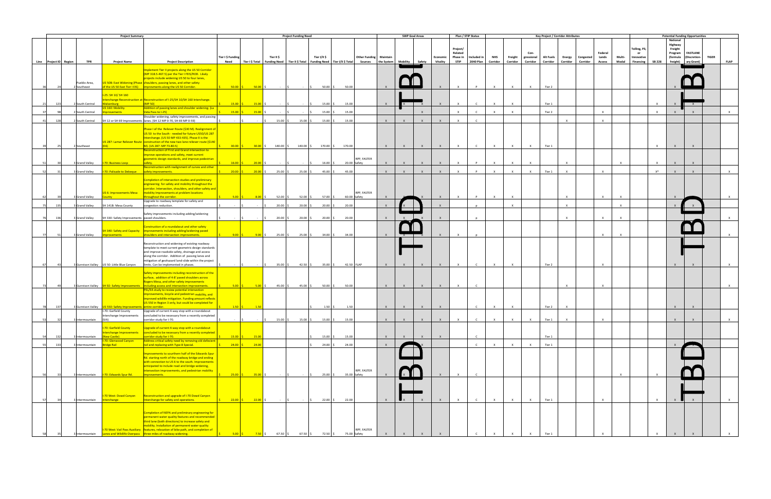| Project Summary | | | | | | Project Funding Need | | | | | | | SWP Goal Areas | | | | Plan / STIP Status | | Key Project / Corridor Attributes | | | | | | | | | Potential Funding Opportunities | | | | | |
|---|---|---|---|---|---|---|---|---|---|---|---|---|---|---|---|---|---|---|---|---|---|---|---|---|---|---|---|---|---|---|---|---|---|
| Line | Project ID | Region | TPR | Project Name | Project Description | Tier I $ Funding Need | Tier I $ Total | Tier II $ Funding Need | Tier II $ Total | Tier I/II $ Funding Need | Tier I/II $ Total | Other Funding Sources | Maintain the System | Mobility | Safety | Economic Vitality | Project/ Related Phase in STIP | Included in 2040 Plan | NHS Corridor | Freight Corridor | Con- gressional Corridor | Alt Fuels Corridor | Energy Corridor | Congested Corridor | Federal Lands Access | Multi-Modal | Tolling, P3, or Innovative Financing | SB 228 | National Highway Freight Program (formula freight) | FASTLANE (Discretion- ary Grant) | TIGER | FLAP |
| 36 | 24 | 2 | Pueblo Area, Southeast | US 50B: East Widening (Phase of the US 50 East Tier I EIS) | Implement Tier II projects along the US 50 Corridor (MP 318.5-467.5) per the Tier I FEIS/ROD. Likely projects include widening US 50 to four lanes, shoulders, passing lanes, and other safety improvements along the US 50 Corridor. | $ 50.00 | $ 50.00 | $ - | $ - | $ 50.00 | $ 50.00 | | X | | | X | X | P | X | X | X | Tier 2 | | | | | | | X | | | |
| 21 | 123 | 2 | South Central | I-25: SH 10/ SH 160 Interchange Reconstruction at Walsenburg | Reconstruction of I-25/SH 10/SH 160 Interchange. (MP 50) | $ 15.00 | $ 15.00 | $ - | $ - | $ 15.00 | $ 15.00 | | X | X | | X | X | C | X | X | | Tier 1 | | | | | | X | X | X | | |
| 37 | 98 | 2 | South Central | US 160: Mobility Improvements | Addition of passing lanes and shoulder widening. (La Veta Pass to I-25) | $ 15.00 | $ 15.00 | $ - | $ - | $ 15.00 | $ 15.00 | | | | X | | X | C | X | X | | Tier 2 | | | X | | | X | X | X | | X |
| 41 | 128 | 2 | South Central | SH 12 or SH 69 Improvements | Shoulder widening, safety improvements, and passing lanes. (SH 12 MP 0-70, SH 69 MP 0-59) | $ - | $ - | $ 15.00 | $ 15.00 | $ 15.00 | $ 15.00 | | X | X | X | X | X | C | | | | | X | | X | | | | | | | |
| 39 | 25 | 2 | Southeast | US 287: Lamar Reliever Route (EA) | Phase I of the Reliever Route ($30 M). Realignment of US 50 to the South - needed for future US50/US 287 interchange. (US 50 MP 433-435). Phase II is the construction of the new two lane reliever route ($140 M). (US 287: MP 73-80.5) | $ 30.00 | $ 30.00 | $ 140.00 | $ 140.00 | $ 170.00 | $ 170.00 | | X | X | X | X | X | C | X | X | X | Tier 1 | | | | | | X | X | X | | |
| 51 | 30 | 3 | Grand Valley | I-70: Business Loop | Reconstruction of First and Grand intersection to improve operations and safety, meet current geometric design standards, and improve pedestrian safety. | $ 16.00 | $ 20.00 | $ - | $ - | $ 16.00 | $ 20.00 | RPP, FASTER Safety | X | X | X | X | X | P | X | X | X | | X | | | X | | X | X | X | | |
| 52 | 31 | 3 | Grand Valley | I-70: Palisade to Debeque | Reconstruction with realignment of curves and other safety improvements. | $ 20.00 | $ 20.00 | $ 25.00 | $ 25.00 | $ 45.00 | $ 45.00 | | X | X | X | X | X | P | X | X | X | Tier 1 | X | | X | | | X* | X | X | | X |
| 62 | 39 | 3 | Grand Valley | US 6: Improvements Mesa County | Completion of intersection studies and preliminary engineering for safety and mobility throughout the corridor. Intersection, shoulders, and other safety and mobility improvements at problem locations throughout the corridor. | $ 5.00 | $ 8.00 | $ 52.00 | $ 52.00 | $ 57.00 | $ 60.00 | RPP, FASTER Safety | X | X | X | X | X | P | X | X | | | X | | X | X | | | X | | | X |
| 75 | 135 | 3 | Grand Valley | SH 141B: Mesa County | Upgrade to roadway template for safety and congestion reduction. | $ - | $ - | $ 20.00 | $ 20.00 | $ 20.00 | $ 20.00 | | X | X | | X | | p | | X | | | X | | | X | | | X | X | | |
| 76 | 136 | 3 | Grand Valley | SH 330: Safety Improvements | Safety improvements including adding/widening paved shoulders. | $ - | $ - | $ 20.00 | $ 20.00 | $ 20.00 | $ 20.00 | | X | X | X | X | | p | | | | | X | | X | X | | | | | | X |
| 77 | 51 | 3 | Grand Valley | SH 340: Safety and Capacity Improvements | Construction of a roundabout and other safety improvements including adding/widening paved shoulders and intersection improvements. | $ 9.00 | $ 9.00 | $ 25.00 | $ 25.00 | $ 34.00 | $ 34.00 | | X | X | | X | X | p | | | | | | | X | X | | | | | | X |
| 67 | 43 | 3 | Gunnison Valley | US 50: Little Blue Canyon | Reconstruction and widening of existing roadway template to meet current geometric design standards and improve roadside safety, drainage and access along the corridor. Addition of passing lanes and mitigation of geohazard land-slide within the project limits. Can be implemented in phases. | $ - | $ - | $ 35.00 | $ 42.50 | $ 35.00 | $ 42.50 | FLAP | X | X | X | X | X | C | X | X | | Tier 2 | | | X | | | | X | X | | X |
| 73 | 49 | 3 | Gunnison Valley | SH 92: Safety Improvements | Safety improvements including reconstruction of the surface, addition of 4-8' paved shoulders across Rogers Mesa, and other safety improvements including access and intersection improvements. | $ 5.00 | $ 5.00 | $ 45.00 | $ 45.00 | $ 50.00 | $ 50.00 | | X | X | X | X | X | C | | | | | X | | X | | | | | | | X |
| 78 | 137 | 3 | Gunnison Valley | US 550: Safety Improvements | PEL/EA study to review potential intersection improvements, bicycle and pedestrian mobility, and improved wildlife mitigation. Funding amount reflects US 550 in Region 3 only, but could be completed for entire corridor. | $ 1.50 | $ 1.50 | | | $ 1.50 | $ 1.50 | | X | X | X | X | | C | X | X | | Tier 2 | X | | | | | | X | X | | |
| 53 | 32 | 3 | Intermountain | I-70: Garfield County Interchange Improvements (Silt) | Upgrade of current 4-way stop with a roundabout concluded to be necessary from a recently completed corridor study for I-70. | $ - | $ - | $ 15.00 | $ 15.00 | $ 15.00 | $ 15.00 | | X | X | X | X | X | C | X | X | X | Tier 1 | X | | X | | | | X | X | | X |
| 54 | 132 | 3 | Intermountain | I-70: Garfield County Interchange Improvements (New Castle) | Upgrade of current 4-way stop with a roundabout concluded to be necessary from a recently completed corridor study for I-70. | $ 15.00 | $ 15.00 | | | $ 15.00 | $ 15.00 | | X | X | X | X | | C | | | | Tier 1 | | | | | | | | | | |
| 55 | 133 | 3 | Intermountain | I-70: Glenwood Canyon Bridge Rail | Address critical safety need by removing old defecient rail and replacing with Type 8 Special. | $ 24.00 | $ 24.00 | | | $ 24.00 | $ 24.00 | | X | | X | | | C | X | X | X | Tier 1 | | | | | | | X | X | | |
| 56 | 33 | 3 | Intermountain | I-70: Edwards Spur Rd. | Improvements to sourthern half of the Edwards Spur Rd. starting north of the roadway bridge and ending with connection to US 6 to the south. Improvements anticipated to include road and bridge widening, intersection improvements, and pedestrian mobility improvements. | $ 25.00 | $ 35.00 | $ - | $ - | $ 25.00 | $ 35.00 | RPP, FASTER Safety | X | X | | X | X | C | | | | | | | | X | | X | | | | |
| 57 | 34 | 3 | Intermountain | I-70 West: Dowd Canyon Interchange | Reconstruction and upgrade of I-70 Dowd Canyon Interchange for safety and operations. | $ 22.00 | $ 22.00 | $ - | $ - | $ 22.00 | $ 22.00 | | X | X | X | X | X | C | X | X | X | Tier 1 | | | X | | | X | X | X | | X |
| 58 | 35 | 3 | Intermountain | I-70 West: Vail Pass Auxiliary Lanes and Wildlife Overpass | Completion of NEPA and preliminary engineering for permanent water quality features and recommended third lane (both directions) to increase safety and mobility. Installation of permanent water quality features, relocation of bike path, and completion of three miles of roadway widening. | $ 5.00 | $ 7.50 | $ 67.50 | $ 67.50 | $ 72.50 | $ 75.00 | RPP, FASTER Safety | X | X | X | X | | C | X | X | X | Tier 1 | | | X | | | X | X | X | | X |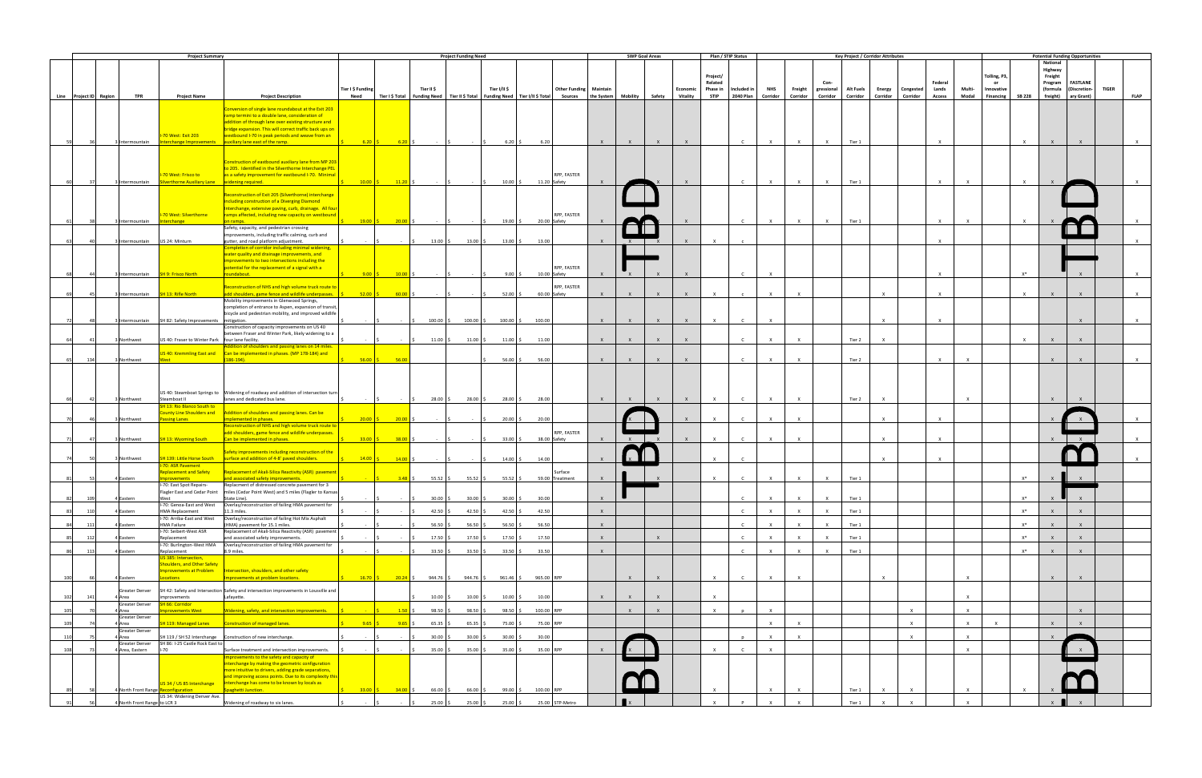| | | | | Project Summary | | Project Funding Need | | | | | | | SWP Goal Areas | | | | Plan / STIP Status | | Key Project / Corridor Attributes | | | | | | | | | Potential Funding Opportunities | | | | | |
|---|---|---|---|---|---|---|---|---|---|---|---|---|---|---|---|---|---|---|---|---|---|---|---|---|---|---|---|---|---|---|---|---|
| Line | Project ID | Region | TPR | Project Name | Project Description | Tier I $ Funding Need | Tier I $ Total | Tier II $ Funding Need | Tier II $ Total | Tier I/II $ Funding Need | Tier I/II $ Total | Other Funding Sources | Maintain the System | Mobility | Safety | Economic Vitality | Project/ Related Phase in STIP | Included in 2040 Plan | NHS Corridor | Freight Corridor | Con-gressional Corridor | Alt Fuels Corridor | Energy Corridor | Congested Corridor | Federal Lands Access | Multi-Modal | Tolling, P3, or Innovative Financing | SB 228 | National Highway Freight Program (formula freight) | FASTLANE (Discretion-ary Grant) | TIGER | FLAP |
| 59 | 36 | 3 | Intermountain | I-70 West: Exit 203 Interchange Improvements | Conversion of single lane roundabout at the Exit 203 ramp termini to a double lane, consideration of addition of through lane over existing structure and bridge expansion. This will correct traffic back ups on westbound I-70 in peak periods and weave from an auxiliary lane east of the ramp. | $ 6.20 | $ 6.20 | $ - | $ - | $ 6.20 | $ 6.20 | | X | X | X | X | | C | X | X | X | Tier 1 | | | X | | | X | X | X | | X |
| 60 | 37 | 3 | Intermountain | I-70 West: Frisco to Silverthorne Auxiliary Lane | Construction of eastbound auxiliary lane from MP 203 to 205. Identified in the Silverthorne Interchange PEL as a safety improvement for eastbound I-70. Minimal widening required. | $ 10.00 | $ 11.20 | $ - | $ - | $ 10.00 | $ 11.20 | RPP, FASTER Safety | X | | X | X | | C | X | X | X | Tier 1 | | | X | X | | X | X | | | X |
| 61 | 38 | 3 | Intermountain | I-70 West: Silverthorne Interchange | Reconstruction of Exit 205 (Silverthorne) interchange including construction of a Diverging Diamond Interchange, extensive paving, curb, drainage. All four ramps affected, including new capacity on westbound on ramps. | $ 19.00 | $ 20.00 | $ - | $ - | $ 19.00 | $ 20.00 | RPP, FASTER Safety | X | | | X | | C | X | X | X | Tier 1 | | | X | X | | X | X | | | X |
| 63 | 40 | 3 | Intermountain | US 24: Minturn | Safety, capacity, and pedestrian crossing improvements, including traffic calming, curb and gutter, and road platform adjustment. | $ - | $ - | $ 13.00 | $ 13.00 | $ 13.00 | $ 13.00 | | X | X | X | X | X | c | | | | | | | X | | | | | | | X |
| 68 | 44 | 3 | Intermountain | SH 9: Frisco North | Completion of corridor including minimal widening, water quality and drainage improvements, and improvements to two intersections including the potential for the replacement of a signal with a roundabout. | $ 9.00 | $ 10.00 | $ - | $ - | $ 9.00 | $ 10.00 | RPP, FASTER Safety | X | X | X | X | | C | X | | | | | | X | | | X* | | X | | X |
| 69 | 45 | 3 | Intermountain | SH 13: Rifle North | Reconstruction of NHS and high volume truck route to add shoulders, game fence and wildlife underpasses. | $ 52.00 | $ 60.00 | $ - | $ - | $ 52.00 | $ 60.00 | RPP, FASTER Safety | X | X | X | X | X | c | X | X | | | X | | X | | | X | X | X | | X |
| 72 | 48 | 3 | Intermountain | SH 82: Safety Improvements | Mobility improvements in Glenwood Springs, completion of entrance to Aspen, expansion of transit, bicycle and pedestrian mobility, and improved wildlife mitigation. | $ - | $ - | $ 100.00 | $ 100.00 | $ 100.00 | $ 100.00 | | X | X | X | X | X | C | X | | | | X | | X | | | | | X | | X |
| 64 | 41 | 3 | Northwest | US 40: Fraser to Winter Park | Construction of capacity improvements on US 40 between Fraser and Winter Park, likely widening to a four lane facility. | $ - | $ - | $ 11.00 | $ 11.00 | $ 11.00 | $ 11.00 | | X | X | X | X | | C | X | X | | Tier 2 | X | | | | | X | X | X | | |
| 65 | 134 | 3 | Northwest | US 40: Kremmling East and West | Addition of shoulders and passing lanes on 14 miles. Can be implemented in phases. (MP 178-184) and (186-194). | $ 56.00 | $ 56.00 | $ - | $ - | $ 56.00 | $ 56.00 | | X | X | X | X | | C | X | X | | Tier 2 | | | X | X | | | X | X | | X |
| 66 | 42 | 3 | Northwest | US 40: Steamboat Springs to Steamboat II | Widening of roadway and addition of intersection turn lanes and dedicated bus lane. | $ - | $ - | $ 28.00 | $ 28.00 | $ 28.00 | $ 28.00 | | X | X | X | X | X | C | X | X | | Tier 2 | X | | | X | | | X | X | | |
| 70 | 46 | 3 | Northwest | SH 13: Rio Blanco South to County Line Shoulders and Passing Lanes | Addition of shoulders and passing lanes. Can be implemented in phases. | $ 20.00 | $ 20.00 | $ - | $ - | $ 20.00 | $ 20.00 | | | X | | X | X | C | X | X | | | X | | X | | | | X | X | | X |
| 71 | 47 | 3 | Northwest | SH 13: Wyoming South | Reconstruction of NHS and high volume truck route to add shoulders, game fence and wildlife underpasses. Can be implemented in phases. | $ 33.00 | $ 38.00 | $ - | $ - | $ 33.00 | $ 38.00 | RPP, FASTER Safety | X | X | X | X | X | C | X | X | | | X | | X | | | | X | X | | X |
| 74 | 50 | 3 | Northwest | SH 139: Little Horse South | Safety improvements including reconstruction of the surface and addition of 4-8' paved shoulders. | $ 14.00 | $ 14.00 | $ - | $ - | $ 14.00 | $ 14.00 | | X | X | X | | X | C | | | | | X | | X | | | | | | | X |
| 81 | 53 | 4 | Eastern | I-70: ASR Pavement Replacement and Safety Improvements | Replacement of Alkali-Silica Reactivity (ASR) pavement and associated safety improvements. | $ - | $ 3.48 | $ 55.52 | $ 55.52 | $ 55.52 | $ 59.00 | Surface Treatment | X | | X | | X | C | X | X | X | Tier 1 | | | | | | X* | X | X | | |
| 82 | 109 | 4 | Eastern | I-70: East Spot Repairs-Flagler East and Cedar Point West | Replacement of distressed concrete pavement for 3 miles (Cedar Point West) and 5 miles (Flagler to Kansas State Line). | $ - | $ - | $ 30.00 | $ 30.00 | $ 30.00 | $ 30.00 | | X | | | | | C | X | X | X | Tier 1 | | | | | | X* | X | X | | |
| 83 | 110 | 4 | Eastern | I-70: Genoa-East and West HMA Replacement | Overlay/reconstruction of failing HMA pavement for 11.3 miles. | $ - | $ - | $ 42.50 | $ 42.50 | $ 42.50 | $ 42.50 | | X | | | | | C | X | X | X | Tier 1 | | | | | | X* | X | X | | |
| 84 | 111 | 4 | Eastern | I-70: Arriba-East and West HMA Failure | Overlay/reconstruction of failing Hot Mix Asphalt (HMA) pavement for 15.1 miles. | $ - | $ - | $ 56.50 | $ 56.50 | $ 56.50 | $ 56.50 | | X | | | | | C | X | X | X | Tier 1 | | | | | | X* | X | X | | |
| 85 | 112 | 4 | Eastern | I-70: Seibert-West ASR Replacement | Replacement of Alkali-Silica Reactivity (ASR) pavement and associated safety improvements. | $ - | $ - | $ 17.50 | $ 17.50 | $ 17.50 | $ 17.50 | | X | | X | | | C | X | X | X | Tier 1 | | | | | | X* | X | X | | |
| 86 | 113 | 4 | Eastern | I-70: Burlington-West HMA Replacement | Overlay/reconstruction of failing HMA pavement for 8.9 miles. | $ - | $ - | $ 33.50 | $ 33.50 | $ 33.50 | $ 33.50 | | X | | | | | C | X | X | X | Tier 1 | | | | | | X* | X | X | | |
| 100 | 66 | 4 | Eastern | US 385: Intersection, Shoulders and Other Safety Improvements at Problem Locations | Intersection, shoulders, and other safety improvements at problem locations. | $ 16.70 | $ 20.24 | $ 944.76 | $ 944.76 | $ 961.46 | $ 965.00 | RPP | | X | X | | X | C | X | X | | | X | | | X | | | X | X | | |
| 102 | 141 | 4 | Greater Denver Area | SH 42: Safety and Intersection improvements | Safety and intersection improvements in Louisville and Lafayette. | | | $ 10.00 | $ 10.00 | $ 10.00 | $ 10.00 | | X | X | X | | X | | | | | | | | | X | | | | | | |
| 105 | 70 | 4 | Greater Denver Area | SH 66: Corridor Improvements West | Widening, safety, and intersection improvements. | $ - | $ 1.50 | $ 98.50 | $ 98.50 | $ 98.50 | $ 100.00 | RPP | | X | X | | X | p | X | | | | | X | | X | | | | X | | |
| 109 | 74 | 4 | Greater Denver Area | SH 119: Managed Lanes | Construction of managed lanes. | $ 9.65 | $ 9.65 | $ 65.35 | $ 65.35 | $ 75.00 | $ 75.00 | RPP | | | | | | | X | X | | | | X | | X | X | | X | X | | |
| 110 | 75 | 4 | Greater Denver Area | SH 119 / SH 52 Interchange | Construction of new interchange. | $ - | $ - | $ 30.00 | $ 30.00 | $ 30.00 | $ 30.00 | | | | | | | p | X | X | | | | X | | X | | | X | | | |
| 108 | 73 | 4 | Greater Denver Area, Eastern | SH 86: I-25 Castle Rock East to I-70 | Surface treatment and intersection improvements. | $ - | $ - | $ 35.00 | $ 35.00 | $ 35.00 | $ 35.00 | RPP | X | X | | | X | C | X | | | | | | | X | | | | X | | |
| 89 | 58 | 4 | North Front Range | US 34 / US 85 Interchange Reconfiguration | Improvements to the safety and capacity of interchange by making the geometric configuration more intuitive to drivers, adding grade separations, and improving access points. Due to its complexity this interchange has come to be known by locals as Spaghetti Junction. | $ 33.00 | $ 34.00 | $ 66.00 | $ 66.00 | $ 99.00 | $ 100.00 | RPP | | | | | X | | X | X | | Tier 1 | X | X | | X | | X | X | | | |
| 91 | 56 | 4 | North Front Range | US 34: Widening Denver Ave. to LCR 3 | Widening of roadway to six lanes. | $ - | $ - | $ 25.00 | $ 25.00 | $ 25.00 | $ 25.00 | STP-Metro | | X | | | X | P | X | X | | Tier 1 | X | X | | X | | | X | X | | |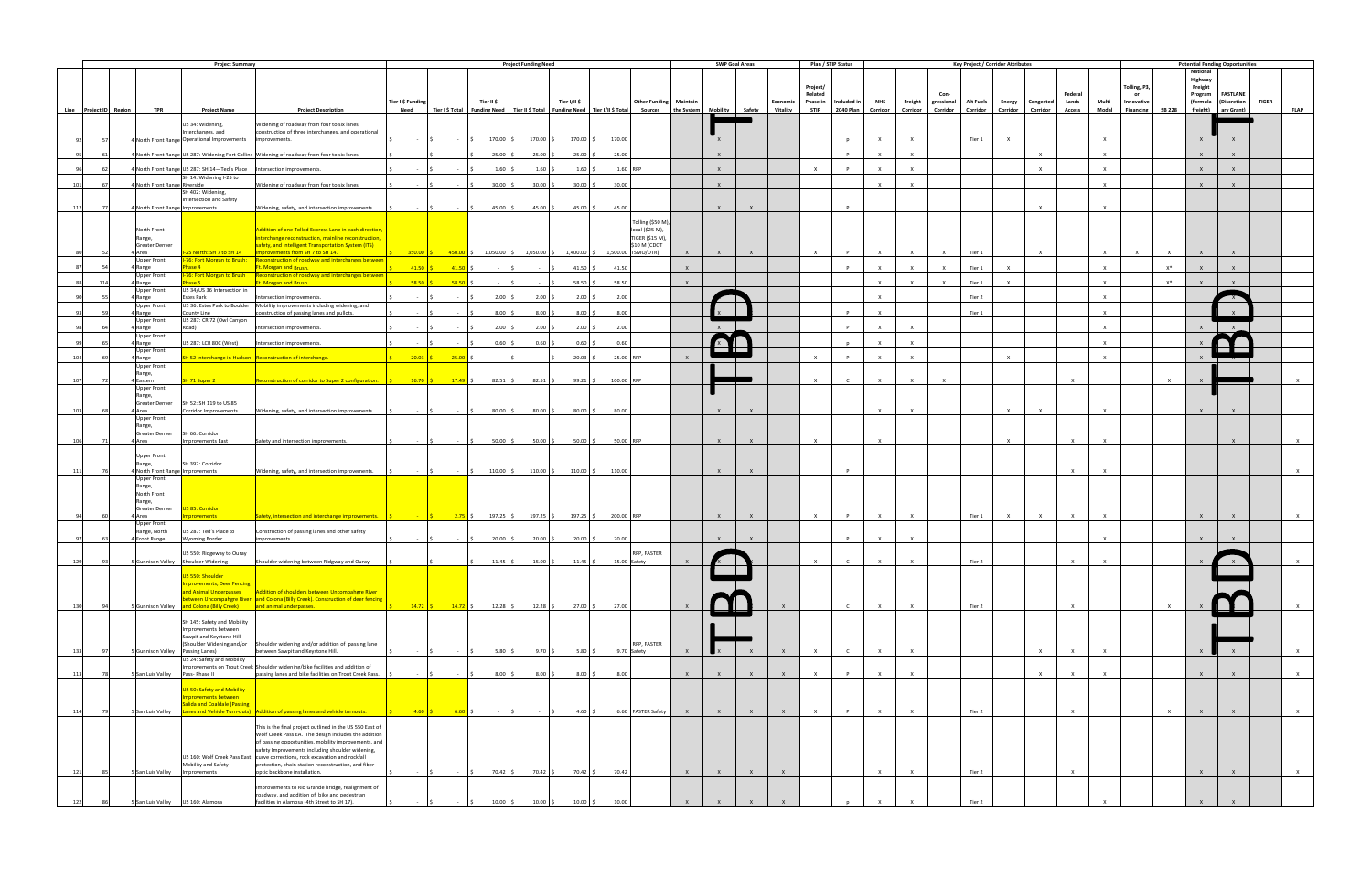| | | | Project Summary | | | Project Funding Need | | | | | | | SWP Goal Areas | | | | Plan / STIP Status | | Key Project / Corridor Attributes | | | | | | | | Potential Funding Opportunities | | | | | |
|---|---|---|---|---|---|---|---|---|---|---|---|---|---|---|---|---|---|---|---|---|---|---|---|---|---|---|---|---|---|---|---|---|
| Line | Project ID | Region | TPR | Project Name | Project Description | Tier I $ Funding Need | Tier I $ Total | Tier II $ Funding Need | Tier II $ Total Funding Need | Tier I/II $ Funding Need | Tier I/II $ Total | Other Funding Sources | Maintain the System | Mobility | Safety | Economic Vitality | Project/ Related Phase in STIP | Included in 2040 Plan | NHS Corridor | Freight Corridor | Con-gressional Corridor | Alt Fuels Corridor | Energy Corridor | Congested Corridor | Federal Lands Access | Multi-Modal | Tolling, P3, or Innovative Financing | SB 228 | National Highway Freight Program (formula freight) | FASTLANE (Discretion-ary Grant) | TIGER | FLAP |
| 92 | 57 | 4 | North Front Range | US 34: Widening, Interchanges, and Operational Improvements | Widening of roadway from four to six lanes, construction of three interchanges, and operational improvements. | $ - | $ - | $ 170.00 | $ 170.00 | $ 170.00 | $ 170.00 | | | X | | | | P | X | X | | Tier 1 | X | | | X | | | X | X | | |
| 95 | 61 | 4 | North Front Range | US 287: Widening Fort Collins | Widening of roadway from four to six lanes. | $ - | $ - | $ 25.00 | $ 25.00 | $ 25.00 | $ 25.00 | | | X | | | | P | X | X | | | | X | | X | | | X | X | | |
| 96 | 62 | 4 | North Front Range | US 287: SH 14—Ted's Place | Intersection improvements. | $ - | $ - | $ 1.60 | $ 1.60 | $ 1.60 | $ 1.60 | RPP | | X | | | X | P | X | X | | | | X | | X | | | X | X | | |
| 101 | 67 | 4 | North Front Range | SH 14: Widening I-25 to Riverside | Widening of roadway from four to six lanes. | $ - | $ - | $ 30.00 | $ 30.00 | $ 30.00 | $ 30.00 | | | X | | | | | X | X | | | | | | X | | | X | X | | |
| 112 | 77 | 4 | North Front Range | SH 402: Widening, Intersection and Safety Improvements | Widening, safety, and intersection improvements. | $ - | $ - | $ 45.00 | $ 45.00 | $ 45.00 | $ 45.00 | | | X | X | | | P | | | | | | X | | X | | | | | | |
| 80 | 52 | 4 | North Front Range, Greater Denver Area | I-25 North: SH 7 to SH 14 | Addition of one Tolled Express Lane in each direction, interchange reconstruction, mainline reconstruction, safety, and Intelligent Transportation System (ITS) improvements from SH 7 to SH 14. | $ 350.00 | $ 450.00 | $ 1,050.00 | $ 1,050.00 | $ 1,400.00 | $ 1,500.00 | Tolling ($50 M), local ($25 M), TIGER ($15 M), $10 M (CDOT TSMO/DTR) | X | X | X | | X | P | X | X | X | Tier 1 | | X | | X | X | X | X | X | | |
| 87 | 54 | 4 | Upper Front Range | I-76: Fort Morgan to Brush: Phase 4 | Reconstruction of roadway and interchanges between Ft. Morgan and Brush. | $ 41.50 | $ 41.50 | $ - | $ - | $ 41.50 | $ 41.50 | | X | | | | | P | X | X | X | Tier 1 | X | | | X | | X* | X | X | | |
| 88 | 114 | 4 | Upper Front Range | I-76: Fort Morgan to Brush Phase 5 | Reconstruction of roadway and interchanges between Ft. Morgan and Brush. | $ 58.50 | $ 58.50 | $ - | $ - | $ 58.50 | $ 58.50 | | X | | | | | | X | X | X | Tier 1 | X | | | X | | X* | X | X | | |
| 90 | 55 | 4 | Upper Front Range | US 34/US 36 Intersection in Estes Park | Intersection improvements. | $ - | $ - | $ 2.00 | $ 2.00 | $ 2.00 | $ 2.00 | | | | | | | | X | | | Tier 2 | | | | X | | | | X | | |
| 93 | 59 | 4 | Upper Front Range | US 36: Estes Park to Boulder County Line | Mobility improvements including widening, and construction of passing lanes and pullouts. | $ - | $ - | $ 8.00 | $ 8.00 | $ 8.00 | $ 8.00 | | | X | | | | P | X | | | Tier 1 | | | | X | | | | X | | |
| 98 | 64 | 4 | Upper Front Range | US 287: CR 72 (Owl Canyon Road) | Intersection improvements. | $ - | $ - | $ 2.00 | $ 2.00 | $ 2.00 | $ 2.00 | | | X | | | | P | X | X | | | | | | X | | | X | X | | |
| 99 | 65 | 4 | Upper Front Range | US 287: LCR 80C (West) | Intersection improvements. | $ - | $ - | $ 0.60 | $ 0.60 | $ 0.60 | $ 0.60 | | | X | | | | P | X | X | | | | | | X | | | X | X | | |
| 104 | 69 | 4 | Upper Front Range | SH 52 Interchange in Hudson | Reconstruction of interchange. | $ 20.03 | $ 25.00 | $ - | $ - | $ 20.03 | $ 25.00 | RPP | X | | | | X | P | X | X | | | | X | | X | | | X | X | | |
| 107 | 72 | 4 | Upper Front Range, Eastern | SH 71 Super 2 | Reconstruction of corridor to Super 2 configuration. | $ 16.70 | $ 17.49 | $ 82.51 | $ 82.51 | $ 99.21 | $ 100.00 | RPP | | | | | X | C | X | X | X | | | | X | | | X | X | | | X |
| 103 | 68 | 4 | Upper Front Range, Greater Denver Area | SH 52: SH 119 to US 85 Corridor Improvements | Widening, safety, and intersection improvements. | $ - | $ - | $ 80.00 | $ 80.00 | $ 80.00 | $ 80.00 | | | X | X | | | | X | X | | | X | X | | X | | | X | X | | |
| 106 | 71 | 4 | Upper Front Range, Greater Denver Area | SH 66: Corridor Improvements East | Safety and intersection improvements. | $ - | $ - | $ 50.00 | $ 50.00 | $ 50.00 | $ 50.00 | RPP | | X | X | | X | | X | | | | X | | X | X | | | | X | | X |
| 111 | 76 | 4 | North Front Range, Upper Front Range | SH 392: Corridor Improvements | Widening, safety, and intersection improvements. | $ - | $ - | $ 110.00 | $ 110.00 | $ 110.00 | $ 110.00 | | | X | X | | | P | | | | | | | X | X | | | | | | X |
| 94 | 60 | 4 | Upper Front Range, North Front Range, Greater Denver Area | US 85: Corridor Improvements | Safety, intersection and interchange improvements. | $ - | $ 2.75 | $ 197.25 | $ 197.25 | $ 197.25 | $ 200.00 | RPP | | X | X | | X | P | X | X | | Tier 1 | X | X | X | X | | | X | X | | X |
| 97 | 63 | 4 | Upper Front Range, North Front Range | US 287: Ted's Place to Wyoming Border | Construction of passing lanes and other safety improvements. | $ - | $ - | $ 20.00 | $ 20.00 | $ 20.00 | $ 20.00 | | | X | X | | | P | X | X | | | | | | X | | | X | X | | |
| 129 | 93 | 5 | Gunnison Valley | US 550: Ridgway to Ouray Shoulder Widening | Shoulder widening between Ridgway and Ouray. | $ - | $ - | $ 11.45 | $ 15.00 | $ 11.45 | $ 15.00 | RPP, FASTER Safety | X | X | | | X | C | X | X | | Tier 2 | | | X | X | | | X | X | | X |
| 130 | 94 | 5 | Gunnison Valley | US 550: Shoulder Improvements, Deer Fencing and Animal Underpasses between Uncompahgre River and Colona (Billy Creek) | Addition of shoulders between Uncompahgre River and Colona (Billy Creek). Construction of deer fencing and animal underpasses. | $ 14.72 | $ 14.72 | $ 12.28 | $ 12.28 | $ 27.00 | $ 27.00 | | X | | | X | | C | X | X | | Tier 2 | | | X | | | X | X | | | X |
| 133 | 97 | 5 | Gunnison Valley | SH 145: Safety and Mobility Improvements between Sawpit and Keystone Hill (Shoulder Widening and/or Passing Lanes) | Shoulder widening and/or addition of passing lane between Sawpit and Keystone Hill. | $ - | $ - | $ 5.80 | $ 9.70 | $ 5.80 | $ 9.70 | RPP, FASTER Safety | X | X | X | X | X | C | X | X | | | | X | X | X | | | X | X | | X |
| 113 | 78 | 5 | San Luis Valley | US 24: Safety and Mobility Improvements on Trout Creek Pass- Phase II | Shoulder widening/bike facilities and addition of passing lanes and bike facilities on Trout Creek Pass. | $ - | $ - | $ 8.00 | $ 8.00 | $ 8.00 | $ 8.00 | | X | X | X | X | X | P | X | X | | | | X | X | X | | | X | X | | X |
| 114 | 79 | 5 | San Luis Valley | US 50: Safety and Mobility Improvements between Salida and Coaldale (Passing Lanes and Vehicle Turn-outs) | Addition of passing lanes and vehicle turn-outs. | $ 4.60 | $ 6.60 | $ - | $ - | $ 4.60 | $ 6.60 | FASTER Safety | X | X | X | X | X | P | X | X | | Tier 2 | | | X | | | X | X | X | | X |
| 121 | 85 | 5 | San Luis Valley | US 160: Wolf Creek Pass East Mobility and Safety Improvements | This is the final project outlined in the US 550 East of Wolf Creek Pass EA. The design includes the addition of passing opportunities, mobility improvements, and safety improvements including shoulder widening, curve corrections, rock excavation and rockfall protection, chain station reconstruction, and fiber optic backbone installation. | $ - | $ - | $ 70.42 | $ 70.42 | $ 70.42 | $ 70.42 | | X | X | X | X | | | X | X | | Tier 2 | | | X | | | | X | X | | X |
| 122 | 86 | 5 | San Luis Valley | US 160: Alamosa | Improvements to Rio Grande bridge, realignment of roadway, and addition of bike and pedestrian facilities in Alamosa (4th Street to SH 17). | $ - | $ - | $ 10.00 | $ 10.00 | $ 10.00 | $ 10.00 | | X | X | X | X | | P | X | X | | Tier 2 | | | | X | | | X | X | | |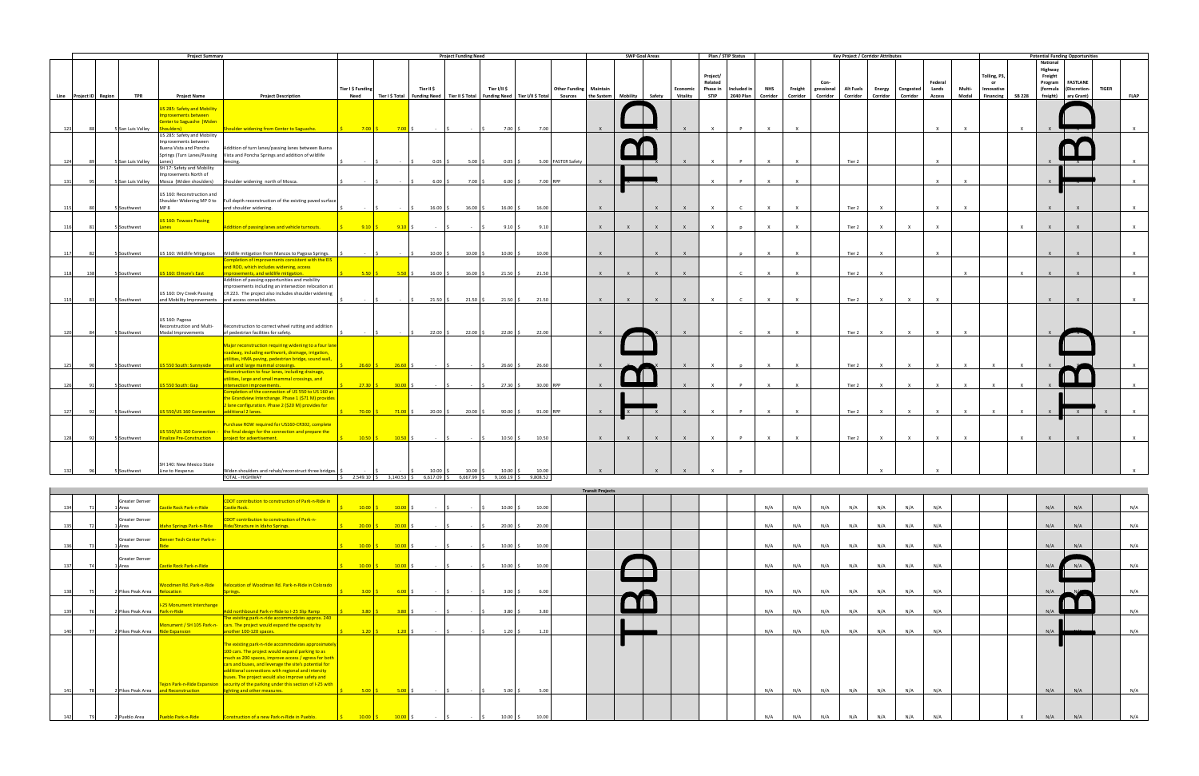| | | | | Project Summary | | Project Funding Need | | | | | | | SWP Goal Areas | | | | Plan / STIP Status | | Key Project / Corridor Attributes | | | | | | | | | | Potential Funding Opportunities | | | | |
|---|---|---|---|---|---|---|---|---|---|---|---|---|---|---|---|---|---|---|---|---|---|---|---|---|---|---|---|---|---|---|---|---|---|
| Line | Project ID | Region | TPR | Project Name | Project Description | Tier I $ Funding Need | Tier I $ Total | Tier II $ Funding Need | Tier II $ Total | Tier I/II $ Funding Need | Tier I/II $ Total | Other Funding Sources | Maintain the System | Mobility | Safety | Economic Vitality | Project/ Related Phase in STIP | Included in 2040 Plan | NHS Corridor | Freight Corridor | Con-gressional Corridor | Alt Fuels Corridor | Energy Corridor | Congested Corridor | Federal Lands Access | Multi-Modal | Tolling, P3, or Innovative Financing | SB 228 | National Highway Freight Program (formula freight) | FASTLANE (Discretion-ary Grant) | TIGER | FLAP |
| 123 | 88 | 5 | San Luis Valley | US 285: Safety and Mobility Improvements between Center to Saguache (Widen Shoulders) | Shoulder widening from Center to Saguache. | $ 7.00 | $ 7.00 | $ - | $ - | $ 7.00 | $ 7.00 | | X | TBD | | X | X | P | X | X | | | | | X | X | | X | X | TBD | | X |
| 124 | 89 | 5 | San Luis Valley | US 285: Safety and Mobility Improvements between Buena Vista and Poncha Springs (Turn Lanes/Passing Lanes) | Addition of turn lanes/passing lanes between Buena Vista and Poncha Springs and addition of wildlife fencing. | $ - | $ - | $ 0.05 | $ 5.00 | $ 0.05 | $ 5.00 | FASTER Safety | | | X | X | X | P | X | X | | Tier 2 | | | X | | | | X | X | | X |
| 131 | 95 | 5 | San Luis Valley | SH 17: Safety and Mobility Improvements North of Mosca (Widen shoulders) | Shoulder widening north of Mosca. | $ - | $ - | $ 6.00 | $ 7.00 | $ 6.00 | $ 7.00 | RPP | X | | | | X | P | X | X | | | | | X | X | | | X | | | X |
| 115 | 80 | 5 | Southwest | US 160: Reconstruction and Shoulder Widening MP 0 to MP 8 | Full depth reconstruction of the existing paved surface and shoulder widening. | $ - | $ - | $ 16.00 | $ 16.00 | $ 16.00 | $ 16.00 | | X | | X | X | X | C | X | X | | Tier 2 | X | | X | X | | | X | X | | X |
| 116 | 81 | 5 | Southwest | US 160: Towaoc Passing Lanes | Addition of passing lanes and vehicle turnouts. | $ 9.10 | $ 9.10 | $ - | $ - | $ 9.10 | $ 9.10 | | X | X | X | X | X | p | X | X | | Tier 2 | X | X | X | | | X | X | X | | X |
| 117 | 82 | 5 | Southwest | US 160: Wildlife Mitigation | Wildlife mitigation from Mancos to Pagosa Springs. | $ - | $ - | $ 10.00 | $ 10.00 | $ 10.00 | $ 10.00 | | X | | X | X | | p | X | X | | Tier 2 | X | | X | | | | X | X | | X |
| 118 | 138 | 5 | Southwest | US 160: Elmore's East | Completion of improvements consistent with the EIS and ROD, which includes widening, access improvements, and wildlife mitigation. | $ 5.50 | $ 5.50 | $ 16.00 | $ 16.00 | $ 21.50 | $ 21.50 | | X | X | X | X | | C | X | X | | Tier 2 | X | | | X | | X | X | X | | X |
| 119 | 83 | 5 | Southwest | US 160: Dry Creek Passing and Mobility Improvements | Addition of passing opportunities and mobility improvements including an intersection relocation at CR 223. The project also includes shoulder widening and access consolidation. | $ - | $ - | $ 21.50 | $ 21.50 | $ 21.50 | $ 21.50 | | X | X | X | X | X | C | X | X | | Tier 2 | X | X | X | | | | X | X | | X |
| 120 | 84 | 5 | Southwest | US 160: Pagosa Reconstruction and Multi-Modal Improvements | Reconstruction to correct wheel rutting and addition of pedestrian facilities for safety. | $ - | $ - | $ 22.00 | $ 22.00 | $ 22.00 | $ 22.00 | | X | TBD | X | X | | C | X | X | | Tier 2 | X | X | X | X | | | X | TBD | | X |
| 125 | 90 | 5 | Southwest | US 550 South: Sunnyside | Major reconstruction requiring widening to a four lane roadway, including earthwork, drainage, irrigation, utilities, HMA paving, pedestrian bridge, sound wall, small and large mammal crossings. | $ 26.60 | $ 26.60 | $ - | $ - | $ 26.60 | $ 26.60 | | X | | X | X | X | p | X | X | | Tier 2 | X | X | X | X | X | X | X | X | | X |
| 126 | 91 | 5 | Southwest | US 550 South: Gap | Reconstruction to four lanes, including drainage, utilities, large and small mammal crossings, and intersection improvements. | $ 27.30 | $ 30.00 | $ - | $ - | $ 27.30 | $ 30.00 | RPP | X | | | X | X | P | X | X | | Tier 2 | X | X | X | X | X | X | X | | | X |
| 127 | 92 | 5 | Southwest | US 550/US 160 Connection | Completion of the connection of US 550 to US 160 at the Grandview Interchange. Phase 1 ($71 M) provides 2 lane configuration. Phase 2 ($20 M) provides for additional 2 lanes. | $ 70.00 | $ 71.00 | $ 20.00 | $ 20.00 | $ 90.00 | $ 91.00 | RPP | X | X | X | X | X | P | X | X | | Tier 2 | X | X | X | X | X | X | X | X | X | X |
| 128 | 92 | 5 | Southwest | US 550/US 160 Connection - Finalize Pre-Construction | Purchase ROW required for US160-CR302, complete the final design for the connection and prepare the project for advertisement. | $ 10.50 | $ 10.50 | $ - | $ - | $ 10.50 | $ 10.50 | | X | X | X | X | X | P | X | X | | Tier 2 | X | X | X | X | | X | X | X | | X |
| 132 | 96 | 5 | Southwest | SH 140: New Mexico State Line to Hesperus | Widen shoulders and rehab/reconstruct three bridges. | $ - | $ - | $ 10.00 | $ 10.00 | $ 10.00 | $ 10.00 | | X | | X | X | X | p | | | | | X | | X | | | | | | | X |
| | | | | | TOTAL - HIGHWAY | $ 2,549.10 | $ 3,140.53 | $ 6,617.09 | $ 6,667.99 | $ 9,166.19 | $ 9,808.52 | | | | | | | | | | | | | | | | | | | | | |

| | | | | Transit Projects | | | | | | | | | | | | | | | | | | | | | | | | | | | | | |
|---|---|---|---|---|---|---|---|---|---|---|---|---|---|---|---|---|---|---|---|---|---|---|---|---|---|---|---|---|---|---|---|---|---|
| 134 | T1 | 1 | Greater Denver Area | Castle Rock Park-n-Ride | CDOT contribution to construction of Park-n-Ride in Castle Rock. | $ 10.00 | $ 10.00 | $ - | $ - | $ 10.00 | $ 10.00 | | | | | | | | N/A | N/A | N/A | N/A | N/A | N/A | N/A | | | | N/A | N/A | | N/A |
| 135 | T2 | 1 | Greater Denver Area | Idaho Springs Park-n-Ride | CDOT contribution to construction of Park-n-Ride/Structure in Idaho Springs. | $ 20.00 | $ 20.00 | $ - | $ - | $ 20.00 | $ 20.00 | | | | | | | | N/A | N/A | N/A | N/A | N/A | N/A | N/A | | | | N/A | N/A | | N/A |
| 136 | T3 | 1 | Greater Denver Area | Denver Tech Center Park-n-Ride | | $ 10.00 | $ 10.00 | $ - | $ - | $ 10.00 | $ 10.00 | | | | | | | | N/A | N/A | N/A | N/A | N/A | N/A | N/A | | | | N/A | N/A | | N/A |
| 137 | T4 | 1 | Greater Denver Area | Castle Rock Park-n-Ride | | $ 10.00 | $ 10.00 | $ - | $ - | $ 10.00 | $ 10.00 | | | TBD | | | | | N/A | N/A | N/A | N/A | N/A | N/A | N/A | | | | N/A | TBD | | N/A |
| 138 | T5 | 2 | Pikes Peak Area | Woodmen Rd. Park-n-Ride Relocation | Relocation of Woodman Rd. Park-n-Ride in Colorado Springs. | $ 3.00 | $ 6.00 | $ - | $ - | $ 3.00 | $ 6.00 | | | | | | | | N/A | N/A | N/A | N/A | N/A | N/A | N/A | | | | N/A | | | N/A |
| 139 | T6 | 2 | Pikes Peak Area | I-25 Monument Interchange Park-n-Ride | Add northbound Park-n-Ride to I-25 Slip Ramp | $ 3.80 | $ 3.80 | $ - | $ - | $ 3.80 | $ 3.80 | | | | | | | | N/A | N/A | N/A | N/A | N/A | N/A | N/A | | | | N/A | | | N/A |
| 140 | T7 | 2 | Pikes Peak Area | Monument / SH 105 Park-n-Ride Expansion | The existing park-n-ride accommodates approx. 240 cars. The project would expand the capacity by another 100-120 spaces. | $ 1.20 | $ 1.20 | $ - | $ - | $ 1.20 | $ 1.20 | | | | | | | | N/A | N/A | N/A | N/A | N/A | N/A | N/A | | | | N/A | | | N/A |
| 141 | T8 | 2 | Pikes Peak Area | Tejon Park-n-Ride Expansion and Reconstruction | The existing park-n-ride accommodates approximately 100 cars. The project would expand parking to as much as 200 spaces, improve access / egress for both cars and buses, and leverage the site's potential for additional connections with regional and intercity buses. The project would also improve safety and security of the parking under this section of I-25 with lighting and other measures. | $ 5.00 | $ 5.00 | $ - | $ - | $ 5.00 | $ 5.00 | | | | | | | | N/A | N/A | N/A | N/A | N/A | N/A | N/A | | | | N/A | N/A | | N/A |
| 142 | T9 | 2 | Pueblo Area | Pueblo Park-n-Ride | Construction of a new Park-n-Ride in Pueblo. | $ 10.00 | $ 10.00 | $ - | $ - | $ 10.00 | $ 10.00 | | | | | | | | N/A | N/A | N/A | N/A | N/A | N/A | N/A | | | X | N/A | N/A | | N/A |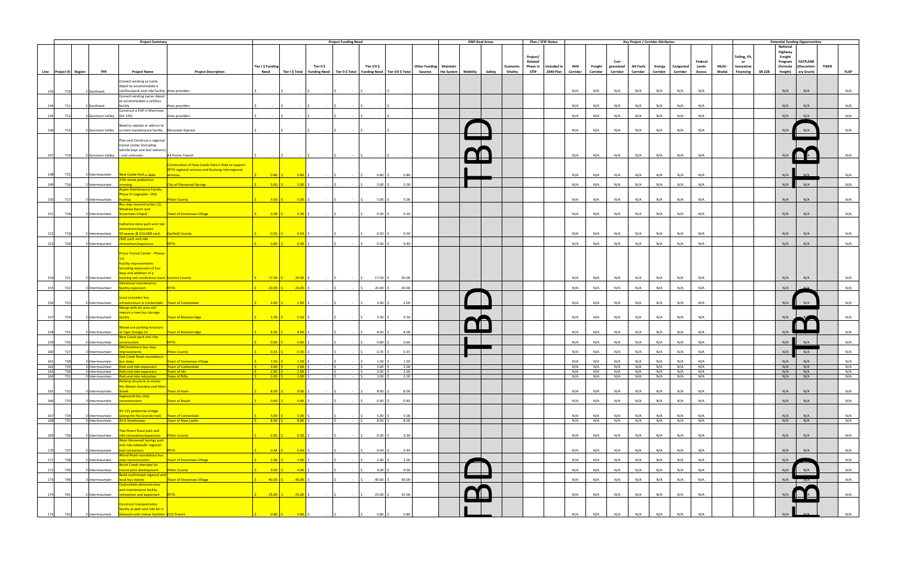| | Project Summary | | | | | Project Funding Need | | | | | | | SWP Goal Areas | | | | Plan / STIP Status | | Key Project / Corridor Attributes | | | | | | | | | Potential Funding Opportunities | | | | |
|---|---|---|---|---|---|---|---|---|---|---|---|---|---|---|---|---|---|---|---|---|---|---|---|---|---|---|---|---|---|---|---|---|
| Line | Project ID | Region | TPR | Project Name | Project Description | Tier I $ Funding Need | Tier I $ Total | Tier II $ Funding Need | Tier II $ Total | Tier I/II $ Funding Need | Tier I/II $ Total | Other Funding Sources | Maintain the System | Mobility | Safety | Economic Vitality | Project/ Related Phase in STIP | Included in 2040 Plan | NHS Corridor | Freight Corridor | Con-gressional Corridor | Alt Fuels Corridor | Energy Corridor | Congested Corridor | Federal Lands Access | Multi-Modal | Tolling, P3, or Innovative Financing | SB 228 | National Highway Freight Program (formula freight) | FASTLANE (Discretion-ary Grant) | TIGER | FLAP |
| 143 | T10 | 2 | Southeast | Convert existing La Junta depot to accommodate a rail/bus/park-and-ride facility | Area providers | $ - | $ - | $ - | $ - | $ - | $ - | | | | | | | | N/A | N/A | N/A | N/A | N/A | N/A | N/A | | | | N/A | N/A | | N/A |
| 144 | T11 | 2 | Southeast | Convert existing Lamar depot to accommodate a rail/bus facility | Area providers | $ - | $ - | $ - | $ - | $ - | $ - | | | | | | | | N/A | N/A | N/A | N/A | N/A | N/A | N/A | | | | N/A | N/A | | N/A |
| 145 | T12 | 3 | Gunnison Valley | Construct a PnR in Montrose (SH 145) | Area providers | $ - | $ - | $ - | $ - | $ - | $ - | | | | | | | | N/A | N/A | N/A | N/A | N/A | N/A | N/A | | | | N/A | N/A | | N/A |
| 146 | T13 | 3 | Gunnison Valley | Need to replace or add on to current maintenance facility | Mountain Express | $ - | $ - | $ - | $ - | $ - | $ - | | | TBD | | | | | N/A | N/A | N/A | N/A | N/A | N/A | N/A | | | | N/A | TBD | | N/A |
| 147 | T14 | 3 | Gunnison Valley | Plan and Construct a regional transit center (including vehicle bays and fuel stations) - cost unknown | All Points Transit | $ - | $ - | $ - | $ - | $ - | $ - | | | TBD | | | | | N/A | N/A | N/A | N/A | N/A | N/A | N/A | | | | N/A | TBD | | N/A |
| 148 | T15 | 3 | Intermountain | New Castle Park-n-Ride | Construction of New Castle Park-n-Ride to support RFTA regional services and Bustang interregional services. | $ 0.80 | $ 0.80 | $ - | $ - | $ 0.80 | $ 0.80 | | | TBD | | | | | N/A | N/A | N/A | N/A | N/A | N/A | N/A | | | | N/A | TBD | | N/A |
| 149 | T16 | 3 | Intermountain | 27th street pedestrian crossing | City of Glenwood Springs | $ 5.00 | $ 5.00 | $ - | $ - | $ 5.00 | $ 5.00 | | | TBD | | | | | N/A | N/A | N/A | N/A | N/A | N/A | N/A | | | | N/A | N/A | | N/A |
| 150 | T17 | 3 | Intermountain | Aspen Maintenance Facility Phase IV Upgrades- CNG fueling | Pitkin County | $ 5.00 | $ 5.00 | $ - | $ - | $ 5.00 | $ 5.00 | | | | | | | | N/A | N/A | N/A | N/A | N/A | N/A | N/A | | | | N/A | N/A | | N/A |
| 151 | T18 | 3 | Intermountain | Bus stop reconstruction (2) - Meadow Ranch and Snowmass Chapel | Town of Snowmass Village | $ 0.30 | $ 0.30 | $ - | $ - | $ 0.30 | $ 0.30 | | | | | | | | N/A | N/A | N/A | N/A | N/A | N/A | N/A | | | | N/A | N/A | | N/A |
| 152 | T19 | 3 | Intermountain | Catherine store park and ride renovation/expansion 50 spaces @ $10,000 each | Garfield County | $ 0.50 | $ 0.50 | $ - | $ - | $ 0.50 | $ 0.50 | | | | | | | | N/A | N/A | N/A | N/A | N/A | N/A | N/A | | | | N/A | N/A | | N/A |
| 153 | T20 | 3 | Intermountain | CMC park and ride renovation/expansion | RFTA | $ 0.40 | $ 0.40 | $ - | $ - | $ 0.40 | $ 0.40 | | | | | | | | N/A | N/A | N/A | N/A | N/A | N/A | N/A | | | | N/A | N/A | | N/A |
| 154 | T21 | 3 | Intermountain | Frisco Transit Center - Phases 1-4: Facility improvements including expansion of bus bays and addition of a training and conference room | Summit County | $ 17.50 | $ 20.00 | $ - | $ - | $ 17.50 | $ 20.00 | | | | | | | | N/A | N/A | N/A | N/A | N/A | N/A | N/A | | | | N/A | N/A | | N/A |
| 155 | T22 | 3 | Intermountain | Glenwood maintenance facility expansion | RFTA | $ 20.00 | $ 20.00 | $ - | $ - | $ 20.00 | $ 20.00 | | | | | | | | N/A | N/A | N/A | N/A | N/A | N/A | N/A | | | | N/A | N/A | | N/A |
| 156 | T23 | 3 | Intermountain | Local circulator bus infrastructure in Carbondale | Town of Carbondale | $ 2.00 | $ 2.00 | $ - | $ - | $ 2.00 | $ 2.00 | | | TBD | | | | | N/A | N/A | N/A | N/A | N/A | N/A | N/A | | | | N/A | TBD | | N/A |
| 157 | T24 | 3 | Intermountain | Merge with ski area will require a new bus storage facility | Town of Breckenridge | $ 5.50 | $ 5.50 | $ - | $ - | $ 5.50 | $ 5.50 | | | TBD | | | | | N/A | N/A | N/A | N/A | N/A | N/A | N/A | | | | N/A | TBD | | N/A |
| 158 | T25 | 3 | Intermountain | Mixed-use parking structure at Tiger Dredge lot | Town of Breckenridge | $ 8.00 | $ 8.00 | $ - | $ - | $ 8.00 | $ 8.00 | | | TBD | | | | | N/A | N/A | N/A | N/A | N/A | N/A | N/A | | | | N/A | TBD | | N/A |
| 159 | T26 | 3 | Intermountain | New Castle park and ride construction | RFTA | $ 0.60 | $ 0.60 | $ - | $ - | $ 0.60 | $ 0.60 | | | TBD | | | | | N/A | N/A | N/A | N/A | N/A | N/A | N/A | | | | N/A | TBD | | N/A |
| 160 | T27 | 3 | Intermountain | Old Snowmass bus stop improvements | Pitkin County | $ 0.35 | $ 0.35 | $ - | $ - | $ 0.35 | $ 0.35 | | | | | | | | N/A | N/A | N/A | N/A | N/A | N/A | N/A | | | | N/A | N/A | | N/A |
| 161 | T28 | 3 | Intermountain | Owl Creek Road roundabout bus stops | Town of Snowmass Village | $ 1.50 | $ 1.50 | $ - | $ - | $ 1.50 | $ 1.50 | | | | | | | | N/A | N/A | N/A | N/A | N/A | N/A | N/A | | | | N/A | N/A | | N/A |
| 162 | T29 | 3 | Intermountain | Park and ride expansion | Town of Carbondale | $ 2.00 | $ 2.00 | $ - | $ - | $ 2.00 | $ 2.00 | | | | | | | | N/A | N/A | N/A | N/A | N/A | N/A | N/A | | | | N/A | N/A | | N/A |
| 163 | T30 | 3 | Intermountain | Park and ride expansion | Town of Silt | $ 2.00 | $ 2.00 | $ - | $ - | $ 2.00 | $ 2.00 | | | | | | | | N/A | N/A | N/A | N/A | N/A | N/A | N/A | | | | N/A | N/A | | N/A |
| 164 | T31 | 3 | Intermountain | Park and ride relocation | Town of Rifle | $ 2.00 | $ 2.00 | $ - | $ - | $ 2.00 | $ 2.00 | | | | | | | | N/A | N/A | N/A | N/A | N/A | N/A | N/A | | | | N/A | N/A | | N/A |
| 165 | T32 | 3 | Intermountain | Parking structure to access the Westin Gondola and Main Street | Town of Avon | $ 8.00 | $ 8.00 | $ - | $ - | $ 8.00 | $ 8.00 | | | | | | | | N/A | N/A | N/A | N/A | N/A | N/A | N/A | | | | N/A | N/A | | N/A |
| 166 | T33 | 3 | Intermountain | Sagewood bus stop reconstruction | Town of Basalt | $ 0.40 | $ 0.40 | $ - | $ - | $ 0.40 | $ 0.40 | | | | | | | | N/A | N/A | N/A | N/A | N/A | N/A | N/A | | | | N/A | N/A | | N/A |
| 167 | T34 | 3 | Intermountain | SH 133 pedestrian bridge (along the Rio Grande trail) | Town of Carbondale | $ 5.00 | $ 5.00 | $ - | $ - | $ 5.00 | $ 5.00 | | | | | | | | N/A | N/A | N/A | N/A | N/A | N/A | N/A | | | | N/A | N/A | | N/A |
| 168 | T35 | 3 | Intermountain | SH 6 Streetscape | Town of New Castle | $ 8.00 | $ 8.00 | $ - | $ - | $ 8.00 | $ 8.00 | | | | | | | | N/A | N/A | N/A | N/A | N/A | N/A | N/A | | | | N/A | N/A | | N/A |
| 169 | T36 | 3 | Intermountain | Two Rivers Road park and ride renovation/expansion | Pitkin County | $ 0.30 | $ 0.30 | $ - | $ - | $ 0.30 | $ 0.30 | | | | | | | | N/A | N/A | N/A | N/A | N/A | N/A | N/A | | | | N/A | N/A | | N/A |
| 170 | T37 | 3 | Intermountain | West Glenwood Springs park and ride sidewalk/ regional trail connection | RFTA | $ 0.44 | $ 0.44 | $ - | $ - | $ 0.44 | $ 0.44 | | | | | | | | N/A | N/A | N/A | N/A | N/A | N/A | N/A | | | | N/A | N/A | | N/A |
| 171 | T38 | 3 | Intermountain | Wood Road roundabout bus stop reconstruction | Town of Snowmass Village | $ 2.00 | $ 2.00 | $ - | $ - | $ 2.00 | $ 2.00 | | | | | | | | N/A | N/A | N/A | N/A | N/A | N/A | N/A | | | | N/A | N/A | | N/A |
| 172 | T39 | 3 | Intermountain | Brush Creek intercept lot transit joint development | Pitkin County | $ 9.00 | $ 9.00 | $ - | $ - | $ 9.00 | $ 9.00 | | | TBD | | | | | N/A | N/A | N/A | N/A | N/A | N/A | N/A | | | | N/A | TBD | | N/A |
| 173 | T40 | 3 | Intermountain | Build multimodal regional and local bus station | Town of Snowmass Village | $ 40.00 | $ 40.00 | $ - | $ - | $ 40.00 | $ 40.00 | | | TBD | | | | | N/A | N/A | N/A | N/A | N/A | N/A | N/A | | | | N/A | TBD | | N/A |
| 174 | T41 | 3 | Intermountain | Carbondale administrative and maintenance facility renovation and expansion | RFTA | $ 25.00 | $ 25.00 | $ - | $ - | $ 25.00 | $ 25.00 | | | TBD | | | | | N/A | N/A | N/A | N/A | N/A | N/A | N/A | | | | N/A | TBD | | N/A |
| 175 | T42 | 3 | Intermountain | Construct transportation facility at park and ride lot in Edwards with indoor facilities | ECO Transit | $ 0.80 | $ 0.80 | $ - | $ - | $ 0.80 | $ 0.80 | | | TBD | | | | | N/A | N/A | N/A | N/A | N/A | N/A | N/A | | | | N/A | TBD | | N/A |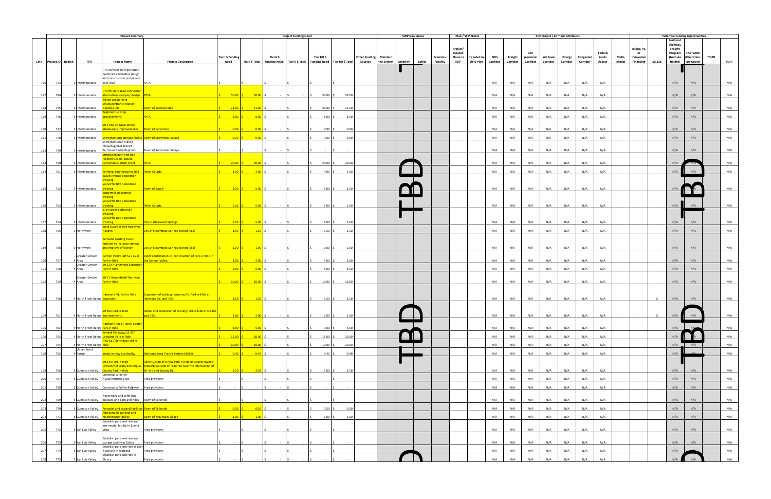| | | | | Project Summary | | Project Funding Need | | | | | | | | SWP Goal Areas | | | | | Plan / STIP Status | | Key Project / Corridor Attributes | | | | | | | | | Potential Funding Opportunities | | | | | |
|---|---|---|---|---|---|---|---|---|---|---|---|---|---|---|---|---|---|---|---|---|---|---|---|---|---|---|---|---|---|---|---|---|---|---|---|
| Line | Project ID | Region | TPR | Project Name | Project Description | Tier I $ Funding Need | Tier I $ Total | Tier II $ Funding Need | Tier II $ Total | Tier I/II $ Funding Need | Tier I/II $ Total | Other Funding Sources | Maintain the System | Mobility | Safety | Economic Vitality | Project/ Related Phase in STIP | Included in 2040 Plan | NHS Corridor | Freight Corridor | Con-gressional Corridor | Alt Fuels Corridor | Energy Corridor | Congested Corridor | Federal Lands Access | Multi-Modal | Tolling, P3, or Innovative Financing | SB 228 | National Highway Freight Program (formula freight) | FASTLANE (Discretion-ary Grant) | TIGER | FLAP |
| 176 | T43 | 3 | Intermountain | I-70 corridor transportation preferred alternative design and construction (scope and cost TBD) | RFTA | $ - | $ - | $ - | $ - | $ - | $ - | | | | | | | | N/A | N/A | N/A | N/A | N/A | N/A | N/A | | | | N/A | N/A | | N/A |
| 177 | T44 | 3 | Intermountain | I-70/SH 82 transit connection alternatives analysis/ design | RFTA | $ 50.00 | $ 50.00 | $ - | $ - | $ 50.00 | $ 50.00 | | | | | | | | N/A | N/A | N/A | N/A | N/A | N/A | N/A | | | | N/A | N/A | | N/A |
| 178 | T45 | 3 | Intermountain | Mixed-use parking structure/transit station Gondola lots | Town of Breckenridge | $ 21.00 | $ 21.00 | $ - | $ - | $ 21.00 | $ 21.00 | | | | | | | | N/A | N/A | N/A | N/A | N/A | N/A | N/A | | | | N/A | N/A | | N/A |
| 179 | T46 | 3 | Intermountain | Regional bus stop improvements | RFTA | $ 6.00 | $ 6.00 | $ - | $ - | $ 6.00 | $ 6.00 | | | | | | | | N/A | N/A | N/A | N/A | N/A | N/A | N/A | | | | N/A | N/A | | N/A |
| 180 | T47 | 3 | Intermountain | SH 6 and 24 Main Street Streetscape Improvements | Town of Parachute | $ 0.90 | $ 0.90 | $ - | $ - | $ 0.90 | $ 0.90 | | | | | | | | N/A | N/A | N/A | N/A | N/A | N/A | N/A | | | | N/A | N/A | | N/A |
| 181 | T48 | 3 | Intermountain | Snowmass bus storage facility | Town of Snowmass Village | $ 9.00 | $ 9.00 | $ - | $ - | $ 9.00 | $ 9.00 | | | | | | | | N/A | N/A | N/A | N/A | N/A | N/A | N/A | | | | N/A | N/A | | N/A |
| 182 | T49 | 3 | Intermountain | Snowmass Mall Transit Plaza/Regional Transit Terminus Redevelopment | Town of Snowmass Village | $ - | $ - | $ - | $ - | $ - | $ - | | | | | | | | N/A | N/A | N/A | N/A | N/A | N/A | N/A | | | | N/A | N/A | | N/A |
| 183 | T50 | 3 | Intermountain | Structured park and ride reconstruction (Basalt, Carbondale, Brush Creek) | RFTA | $ 20.00 | $ 20.00 | $ - | $ - | $ 20.00 | $ 20.00 | | TBD | | | | | | N/A | N/A | N/A | N/A | N/A | N/A | N/A | | | | N/A | TBD | | N/A |
| 184 | T51 | 3 | Intermountain | Terminal connection to BRT | Pitkin County | $ 4.00 | $ 4.00 | $ - | $ - | $ 4.00 | $ 4.00 | | | | | | | | N/A | N/A | N/A | N/A | N/A | N/A | N/A | | | | N/A | | | N/A |
| 185 | T52 | 3 | Intermountain | Basalt Avenue pedestrian crossing Velociraptor BRT pedestrian crossing | Town of Basalt | $ 5.00 | $ 5.00 | $ - | $ - | $ 5.00 | $ 5.00 | | | | | | | | N/A | N/A | N/A | N/A | N/A | N/A | N/A | | | | N/A | | | N/A |
| 186 | T53 | 3 | Intermountain | Buttermilk pedestrian crossing Velociraptor BRT pedestrian crossing | Pitkin County | $ 5.00 | $ 5.00 | $ - | $ - | $ 5.00 | $ 5.00 | | | | | | | | N/A | N/A | N/A | N/A | N/A | N/A | N/A | | | | N/A | N/A | | N/A |
| 187 | T54 | 3 | Intermountain | 27th street pedestrian crossing Velociraptor BRT pedestrian crossing | City of Glenwood Springs | $ 5.00 | $ 5.00 | $ - | $ - | $ 5.00 | $ 5.00 | | | | | | | | N/A | N/A | N/A | N/A | N/A | N/A | N/A | | | | N/A | N/A | | N/A |
| 188 | T55 | 3 | Northwest | Build a park-n-ride facility in Hayden | City of Steamboat Springs Transit (SST) | $ 1.50 | $ 1.50 | $ - | $ - | $ 1.50 | $ 1.50 | | | | | | | | N/A | N/A | N/A | N/A | N/A | N/A | N/A | | | | N/A | N/A | | N/A |
| 189 | T56 | 3 | Northwest | Remodel existing transit facilities to increase storage and improve efficiency | City of Steamboat Springs Transit (SST) | $ 1.00 | $ 1.00 | $ - | $ - | $ 1.00 | $ 1.00 | | | | | | | | N/A | N/A | N/A | N/A | N/A | N/A | N/A | | | | N/A | N/A | | N/A |
| 190 | T57 | 4 | Greater Denver Area | Carbon Valley (SH 52 / I-25) Park-n-Ride | CDOT contribution to construction of Park-n-Ride in the Carbon Valley. | $ 1.00 | $ 2.00 | $ - | $ - | $ 1.00 | $ 2.00 | | | | | | | | N/A | N/A | N/A | N/A | N/A | N/A | N/A | | | | N/A | N/A | | N/A |
| 191 | T58 | 4 | Greater Denver Area | SH 119 / Longmont Expansion Park-n-Ride | | $ 5.00 | $ 5.00 | $ - | $ - | $ 5.00 | $ 5.00 | | | | | | | | N/A | N/A | N/A | N/A | N/A | N/A | N/A | | | | N/A | N/A | | N/A |
| 192 | T59 | 4 | Greater Denver Area | SH 7 / Broomfield/Thornton Park-n-Ride | | $ 10.00 | $ 10.00 | $ - | $ - | $ 10.00 | $ 10.00 | | | | | | | | N/A | N/A | N/A | N/A | N/A | N/A | N/A | | | | N/A | N/A | | N/A |
| 193 | T60 | 4 | North Front Range | Harmony Rd. Park-n-Ride Expansion | Expansion of exisitng Harmony Rd. Park-n-Ride at Harmony Rd. and I-25. | $ 1.50 | $ 1.50 | $ - | $ - | $ 1.50 | $ 1.50 | | | | | | | | N/A | N/A | N/A | N/A | N/A | N/A | N/A | | | X | N/A | N/A | | N/A |
| 194 | T61 | 4 | North Front Range | SH 402 Park-n-Ride Improvements | Rehab and expansion of existing Park-n-Ride at SH 402 and I-25. | $ 2.00 | $ 2.00 | $ - | $ - | $ 2.00 | $ 2.00 | | TBD | | | | | | N/A | N/A | N/A | N/A | N/A | N/A | N/A | | | X | N/A | TBD | | N/A |
| 195 | T62 | 4 | North Front Range | Harmony Road Transit Center Park-n-Ride | | $ 3.00 | $ 5.00 | $ - | $ - | $ 3.00 | $ 5.00 | | | | | | | | N/A | N/A | N/A | N/A | N/A | N/A | N/A | | | | N/A | | | N/A |
| 196 | T63 | 4 | North Front Range | Kendall Parkway/US 34/ Loveland Park-n-Ride | | $ 15.00 | $ 20.00 | $ - | $ - | $ 15.00 | $ 20.00 | | | | | | | | N/A | N/A | N/A | N/A | N/A | N/A | N/A | | | | N/A | | | N/A |
| 197 | T64 | 4 | North Front Range | Hwy 56 / Berthoud Park-n-Ride | | $ 10.00 | $ 10.00 | $ - | $ - | $ 10.00 | $ 10.00 | | | | | | | | N/A | N/A | N/A | N/A | N/A | N/A | N/A | | | | N/A | N/A | | N/A |
| 198 | T65 | 4 | Upper Front Range | Invest in new bus facility | Berthoud Area Transit System (BATS) | $ 0.40 | $ 0.40 | $ - | $ - | $ 0.40 | $ 0.40 | | | | | | | | N/A | N/A | N/A | N/A | N/A | N/A | N/A | | | | N/A | | | N/A |
| 199 | T66 | 5 | Gunnison Valley | SH 145 Park-n-Ride Lawson/Telluride/San Miguel County Park-n-Ride | Construction of a new Park-n-Ride on county owned property outside of Telluride near the intersection of SH 145 and Society Dr. | $ 1.00 | $ 2.50 | $ - | $ - | $ 1.00 | $ 2.50 | | | | | | | | N/A | N/A | N/A | N/A | N/A | N/A | N/A | | | | N/A | N/A | | N/A |
| 200 | T67 | 5 | Gunnison Valley | Construct a PnR in Nucla/Naturita area | Area providers | $ - | $ - | $ - | $ - | $ - | $ - | | | | | | | | N/A | N/A | N/A | N/A | N/A | N/A | N/A | | | | N/A | N/A | | N/A |
| 201 | T68 | 5 | Gunnison Valley | Construct a PnR in Ridgway | Area providers | $ - | $ - | $ - | $ - | $ - | $ - | | | | | | | | N/A | N/A | N/A | N/A | N/A | N/A | N/A | | | | N/A | N/A | | N/A |
| 202 | T69 | 5 | Gunnison Valley | Need more and safer bus pullouts and park and rides | Town of Telluride | $ - | $ - | $ - | $ - | $ - | $ - | | | | | | | | N/A | N/A | N/A | N/A | N/A | N/A | N/A | | | | N/A | N/A | | N/A |
| 203 | T70 | 5 | Gunnison Valley | Remodel and expand facilities | Town of Telluride | $ 0.50 | $ 0.50 | $ - | $ - | $ 0.50 | $ 0.50 | | | | | | | | N/A | N/A | N/A | N/A | N/A | N/A | N/A | | | | N/A | N/A | | N/A |
| 204 | T71 | 5 | Gunnison Valley | Add gondola parking and maintenance facility | Town of Mountain Village | $ 1.00 | $ 1.00 | $ - | $ - | $ 1.00 | $ 1.00 | | | | | | | | N/A | N/A | N/A | N/A | N/A | N/A | N/A | | | | N/A | N/A | | N/A |
| 205 | T72 | 5 | San Luis Valley | Establish park and ride and intermodal facility in Buena Vista | Area providers | $ - | $ - | $ - | $ - | $ - | $ - | | | | | | | | N/A | N/A | N/A | N/A | N/A | N/A | N/A | | | | N/A | N/A | | N/A |
| 206 | T73 | 5 | San Luis Valley | Establish park and ride and storage facility in Salida | Area providers | $ - | $ - | $ - | $ - | $ - | $ - | | | | | | | | N/A | N/A | N/A | N/A | N/A | N/A | N/A | | | | N/A | N/A | | N/A |
| 207 | T74 | 5 | San Luis Valley | Establish park and ride at Loaf-n-Jug site in Alamosa | Area providers | $ - | $ - | $ - | $ - | $ - | $ - | | | | | | | | N/A | N/A | N/A | N/A | N/A | N/A | N/A | | | | N/A | | | N/A |
| 208 | T75 | 5 | San Luis Valley | Establish park and ride in Blanca | Area providers | $ - | $ - | $ - | $ - | $ - | $ - | | | | | | | | N/A | N/A | N/A | N/A | N/A | N/A | N/A | | | | N/A | N/A | | N/A |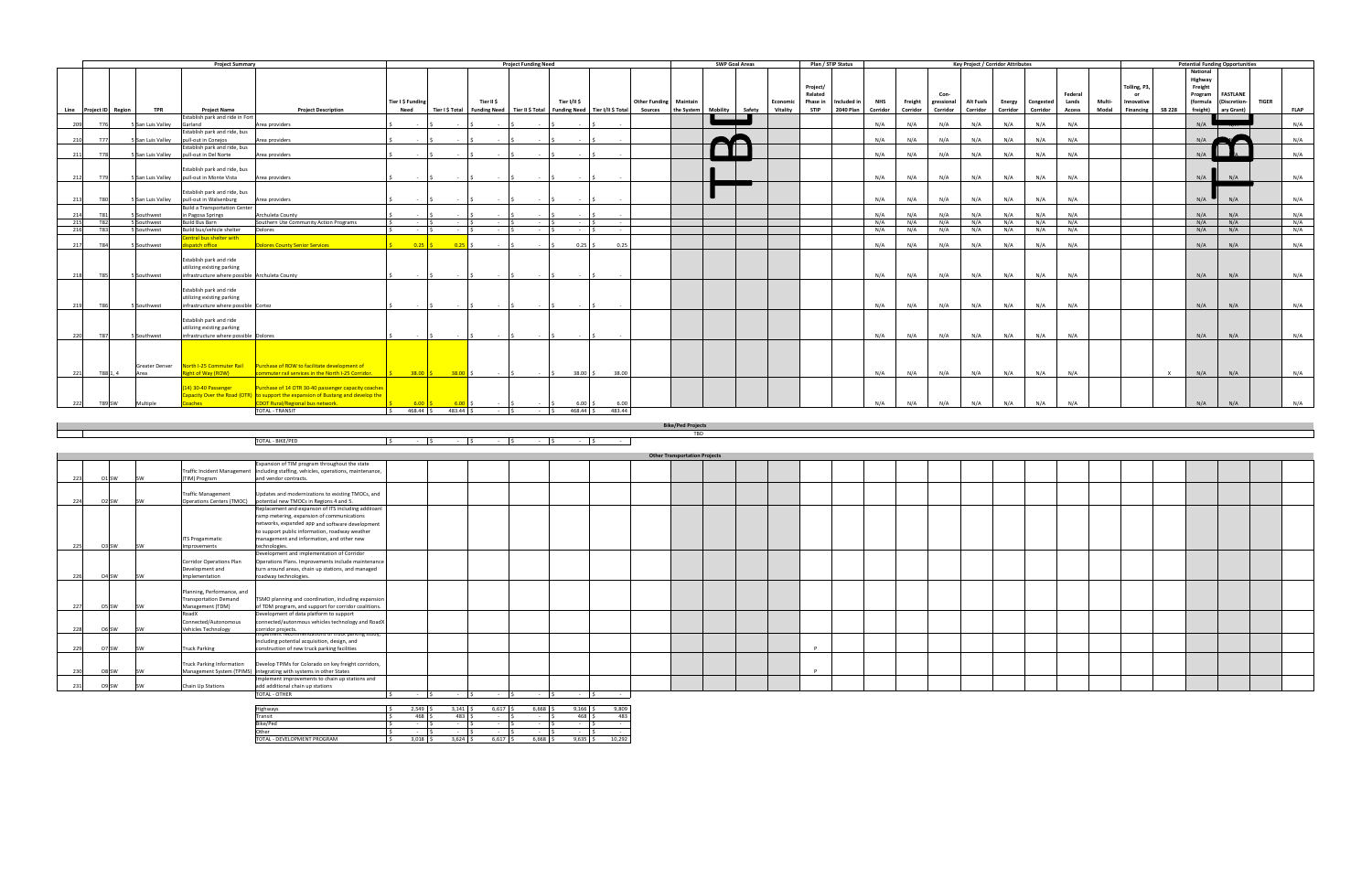| | | | | Project Summary | | Project Funding Need | | | | | | | SWP Goal Areas | | | | Plan / STIP Status | | Key Project / Corridor Attributes | | | | | | | | Potential Funding Opportunities | | | | | |
|---|---|---|---|---|---|---|---|---|---|---|---|---|---|---|---|---|---|---|---|---|---|---|---|---|---|---|---|---|---|---|---|---|
| Line | Project ID | Region | TPR | Project Name | Project Description | Tier I $ Funding Need | Tier I $ Total | Tier II $ Funding Need | Tier II $ Total | Tier I/II $ Funding Need | Tier I/II $ Total | Other Funding Sources | Maintain the System | Mobility | Safety | Economic Vitality | Project/ Related STIP | Included in 2040 Plan | NHS Corridor | Freight Corridor | Con-gressional Corridor | Alt Fuels Corridor | Energy Corridor | Congested Corridor | Federal Lands Access | Multi-Modal | Tolling, P3, or Innovative Financing | SB 228 | National Highway Freight Program (formula freight) | FASTLANE (Discretion-ary Grant) | TIGER | FLAP |
| 209 | T76 | 5 | San Luis Valley | Establish park and ride in Fort Garland | Area providers | $ - | $ - | $ - | $ - | $ - | $ - | | | TBD | | | | | N/A | N/A | N/A | N/A | N/A | N/A | N/A | | | | N/A | TBD | | N/A |
| 210 | T77 | 5 | San Luis Valley | Establish park and ride, bus pull-out in Conejos | Area providers | $ - | $ - | $ - | $ - | $ - | $ - | | | | | | | | N/A | N/A | N/A | N/A | N/A | N/A | N/A | | | | N/A | | | N/A |
| 211 | T78 | 5 | San Luis Valley | Establish park and ride, bus pull-out in Del Norte | Area providers | $ - | $ - | $ - | $ - | $ - | $ - | | | | | | | | N/A | N/A | N/A | N/A | N/A | N/A | N/A | | | | N/A | | | N/A |
| 212 | T79 | 5 | San Luis Valley | Establish park and ride, bus pull-out in Monte Vista | Area providers | $ - | $ - | $ - | $ - | $ - | $ - | | | | | | | | N/A | N/A | N/A | N/A | N/A | N/A | N/A | | | | N/A | N/A | | N/A |
| 213 | T80 | 5 | San Luis Valley | Establish park and ride, bus pull-out in Walsenburg | Area providers | $ - | $ - | $ - | $ - | $ - | $ - | | | | | | | | N/A | N/A | N/A | N/A | N/A | N/A | N/A | | | | N/A | N/A | | N/A |
| 214 | T81 | 5 | Southwest | Build a Transportation Center in Pagosa Springs | Archuleta County | $ - | $ - | $ - | $ - | $ - | $ - | | | | | | | | N/A | N/A | N/A | N/A | N/A | N/A | N/A | | | | N/A | N/A | | N/A |
| 215 | T82 | 5 | Southwest | Build Bus Barn | Southern Ute Community Action Programs | $ - | $ - | $ - | $ - | $ - | $ - | | | | | | | | N/A | N/A | N/A | N/A | N/A | N/A | N/A | | | | N/A | N/A | | N/A |
| 216 | T83 | 5 | Southwest | Build bus/vehicle shelter | Dolores | $ - | $ - | $ - | $ - | $ - | $ - | | | | | | | | N/A | N/A | N/A | N/A | N/A | N/A | N/A | | | | N/A | N/A | | N/A |
| 217 | T84 | 5 | Southwest | Central bus shelter with dispatch office | Dolores County Senior Services | $ 0.25 | $ 0.25 | $ - | $ - | $ 0.25 | $ 0.25 | | | | | | | | N/A | N/A | N/A | N/A | N/A | N/A | N/A | | | | N/A | N/A | | N/A |
| 218 | T85 | 5 | Southwest | Establish park and ride utilizing existing parking infrastructure where possible | Archuleta County | $ - | $ - | $ - | $ - | $ - | $ - | | | | | | | | N/A | N/A | N/A | N/A | N/A | N/A | N/A | | | | N/A | N/A | | N/A |
| 219 | T86 | 5 | Southwest | Establish park and ride utilizing existing parking infrastructure where possible | Cortez | $ - | $ - | $ - | $ - | $ - | $ - | | | | | | | | N/A | N/A | N/A | N/A | N/A | N/A | N/A | | | | N/A | N/A | | N/A |
| 220 | T87 | 5 | Southwest | Establish park and ride utilizing existing parking infrastructure where possible | Dolores | $ - | $ - | $ - | $ - | $ - | $ - | | | | | | | | N/A | N/A | N/A | N/A | N/A | N/A | N/A | | | | N/A | N/A | | N/A |
| 221 | T88 | 1, 4 | Greater Denver Area | North I-25 Commuter Rail Right of Way (ROW) | Purchase of ROW to facilitate development of commuter rail services in the North I-25 Corridor. | $ 38.00 | $ 38.00 | $ - | $ - | $ 38.00 | $ 38.00 | | | | | | | | N/A | N/A | N/A | N/A | N/A | N/A | N/A | | | X | N/A | N/A | | N/A |
| 222 | T89 | SW | Multiple | (14) 30-40 Passenger Capacity Over the Road (OTR) Coaches | Purchase of 14 OTR 30-40 passenger capacity coaches to support the expansion of Bustang and develop the CDOT Rural/Regional bus network. | $ 6.00 | $ 6.00 | $ - | $ - | $ 6.00 | $ 6.00 | | | | | | | | N/A | N/A | N/A | N/A | N/A | N/A | N/A | | | | N/A | N/A | | N/A |
| | | | | TOTAL - TRANSIT | | $ 468.44 | $ 483.44 | $ - | $ - | $ 468.44 | $ 483.44 | | | | | | | | | | | | | | | | | | | | | |
| | | | | **Bike/Ped Projects** | | | | | | | | | | | | | | | | | | | | | | | | | | | | |
| | | | | TBD | | | | | | | | | | | | | | | | | | | | | | | | | | | | |
| | | | | TOTAL - BIKE/PED | | $ - | $ - | $ - | $ - | $ - | $ - | | | | | | | | | | | | | | | | | | | | | |
| | | | | **Other Transportation Projects** | | | | | | | | | | | | | | | | | | | | | | | | | | | | |
| 223 | O1 | SW | SW | Traffic Incident Management (TIM) Program | Expansion of TIM program throughout the state including staffing, vehicles, operations, maintenance, and vendor contracts. | | | | | | | | | | | | | | | | | | | | | | | | | | | |
| 224 | O2 | SW | SW | Traffic Management Operations Centers (TMOC) | Updates and modernizations to existing TMOCs, and potential new TMOCs in Regions 4 and 5. | | | | | | | | | | | | | | | | | | | | | | | | | | | |
| 225 | O3 | SW | SW | ITS Progammatic Improvemnts | Replacement and expansion of ITS including additioanl ramp metering, expansion of communications networks, expanded app and software development to support public information, roadway weather management and information, and other new technologies. | | | | | | | | | | | | | | | | | | | | | | | | | | | |
| 226 | O4 | SW | SW | Corridor Operations Plan Development and Implementation | Development and implementation of Corridor Operations Plans. Improvements include maintenance turn around areas, chain up stations, and managed roadway technologies. | | | | | | | | | | | | | | | | | | | | | | | | | | | |
| 227 | O5 | SW | SW | Planning, Performance, and Transportation Demand Management (TDM) | TSMO planning and coordination, including expansion of TDM program, and support for corridor coalitions. | | | | | | | | | | | | | | | | | | | | | | | | | | | |
| 228 | O6 | SW | SW | RoadX Connected/Autonomous Vehicles Technology | Development of data platform to support connected/autonmous vehicles technology and RoadX corridor projects. | | | | | | | | | | | | | | | | | | | | | | | | | | | |
| 229 | O7 | SW | SW | Truck Parking | Implement recommendations of truck parking study, including potential acquisition, design, and construction of new truck parking facilities | | | | | | | | | | | | P | | | | | | | | | | | | | | | |
| 230 | O8 | SW | SW | Truck Parking Information Management System (TPIMS) | Develop TPIMs for Colorado on key freight corridors, integrating with systems in other States | | | | | | | | | | | | P | | | | | | | | | | | | | | | |
| 231 | O9 | SW | SW | Chain Up Stations | Implement improvements to chain up stations and add additional chain up stations | | | | | | | | | | | | | | | | | | | | | | | | | | | |
| | | | | TOTAL - OTHER | | $ - | $ - | $ - | $ - | $ - | $ - | | | | | | | | | | | | | | | | | | | | | |

| | | | | | | |
|---|---|---|---|---|---|---|
| Highways | $ 2,549 | $ 3,141 | $ 6,617 | $ 6,668 | $ 9,166 | $ 9,809 |
| Transit | $ 468 | $ 483 | $ - | $ - | $ 468 | $ 483 |
| Bike/Ped | $ - | $ - | $ - | $ - | $ - | $ - |
| Other | $ - | $ - | $ - | $ - | $ - | $ - |
| TOTAL - DEVELOPMENT PROGRAM | $ 3,018 | $ 3,624 | $ 6,617 | $ 6,668 | $ 9,635 | $ 10,292 |